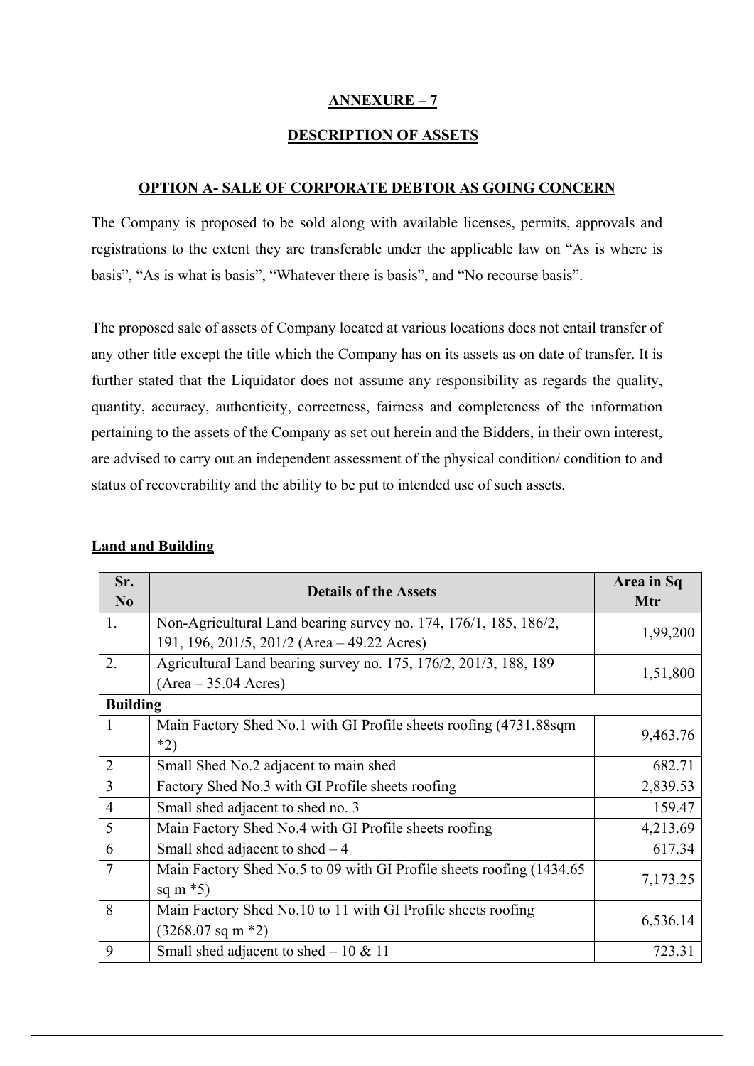## ANNEXURE – 7

## DESCRIPTION OF ASSETS

### OPTION A- SALE OF CORPORATE DEBTOR AS GOING CONCERN

The Company is proposed to be sold along with available licenses, permits, approvals and registrations to the extent they are transferable under the applicable law on "As is where is basis", "As is what is basis", "Whatever there is basis", and "No recourse basis".

The proposed sale of assets of Company located at various locations does not entail transfer of any other title except the title which the Company has on its assets as on date of transfer. It is further stated that the Liquidator does not assume any responsibility as regards the quality, quantity, accuracy, authenticity, correctness, fairness and completeness of the information pertaining to the assets of the Company as set out herein and the Bidders, in their own interest, are advised to carry out an independent assessment of the physical condition/ condition to and status of recoverability and the ability to be put to intended use of such assets.

**Land and Building**

| Sr. No | Details of the Assets | Area in Sq Mtr |
|---|---|---|
| 1. | Non-Agricultural Land bearing survey no. 174, 176/1, 185, 186/2, 191, 196, 201/5, 201/2 (Area – 49.22 Acres) | 1,99,200 |
| 2. | Agricultural Land bearing survey no. 175, 176/2, 201/3, 188, 189 (Area – 35.04 Acres) | 1,51,800 |
| **Building** | | |
| 1 | Main Factory Shed No.1 with GI Profile sheets roofing (4731.88sqm *2) | 9,463.76 |
| 2 | Small Shed No.2 adjacent to main shed | 682.71 |
| 3 | Factory Shed No.3 with GI Profile sheets roofing | 2,839.53 |
| 4 | Small shed adjacent to shed no. 3 | 159.47 |
| 5 | Main Factory Shed No.4 with GI Profile sheets roofing | 4,213.69 |
| 6 | Small shed adjacent to shed – 4 | 617.34 |
| 7 | Main Factory Shed No.5 to 09 with GI Profile sheets roofing (1434.65 sq m *5) | 7,173.25 |
| 8 | Main Factory Shed No.10 to 11 with GI Profile sheets roofing (3268.07 sq m *2) | 6,536.14 |
| 9 | Small shed adjacent to shed – 10 & 11 | 723.31 |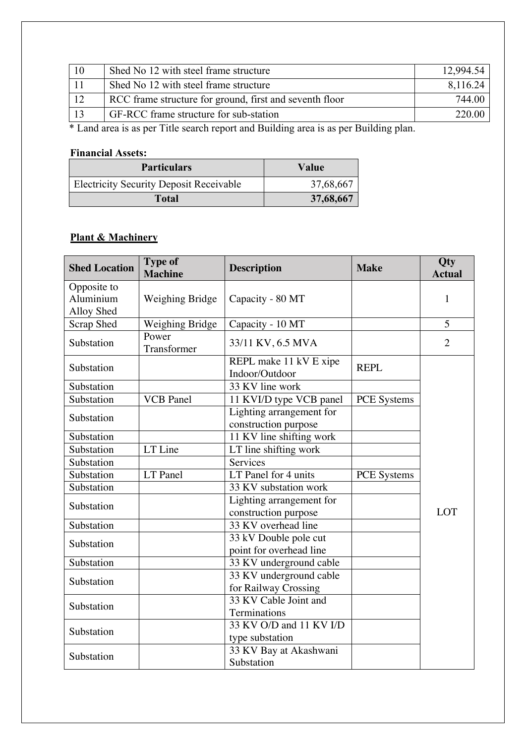| 10 | Shed No 12 with steel frame structure | 12,994.54 |
|---|---|---|
| 11 | Shed No 12 with steel frame structure | 8,116.24 |
| 12 | RCC frame structure for ground, first and seventh floor | 744.00 |
| 13 | GF-RCC frame structure for sub-station | 220.00 |

* Land area is as per Title search report and Building area is as per Building plan.

**Financial Assets:**

| Particulars | Value |
|---|---|
| Electricity Security Deposit Receivable | 37,68,667 |
| **Total** | **37,68,667** |

**Plant & Machinery**

| Shed Location | Type of Machine | Description | Make | Qty Actual |
|---|---|---|---|---|
| Opposite to Aluminium Alloy Shed | Weighing Bridge | Capacity - 80 MT | | 1 |
| Scrap Shed | Weighing Bridge | Capacity - 10 MT | | 5 |
| Substation | Power Transformer | 33/11 KV, 6.5 MVA | | 2 |
| Substation | | REPL make 11 kV E xipe Indoor/Outdoor | REPL | LOT |
| Substation | | 33 KV line work | | |
| Substation | VCB Panel | 11 KVI/D type VCB panel | PCE Systems | |
| Substation | | Lighting arrangement for construction purpose | | |
| Substation | | 11 KV line shifting work | | |
| Substation | LT Line | LT line shifting work | | |
| Substation | | Services | | |
| Substation | LT Panel | LT Panel for 4 units | PCE Systems | |
| Substation | | 33 KV substation work | | |
| Substation | | Lighting arrangement for construction purpose | | |
| Substation | | 33 KV overhead line | | |
| Substation | | 33 kV Double pole cut point for overhead line | | |
| Substation | | 33 KV underground cable | | |
| Substation | | 33 KV underground cable for Railway Crossing | | |
| Substation | | 33 KV Cable Joint and Terminations | | |
| Substation | | 33 KV O/D and 11 KV I/D type substation | | |
| Substation | | 33 KV Bay at Akashwani Substation | | |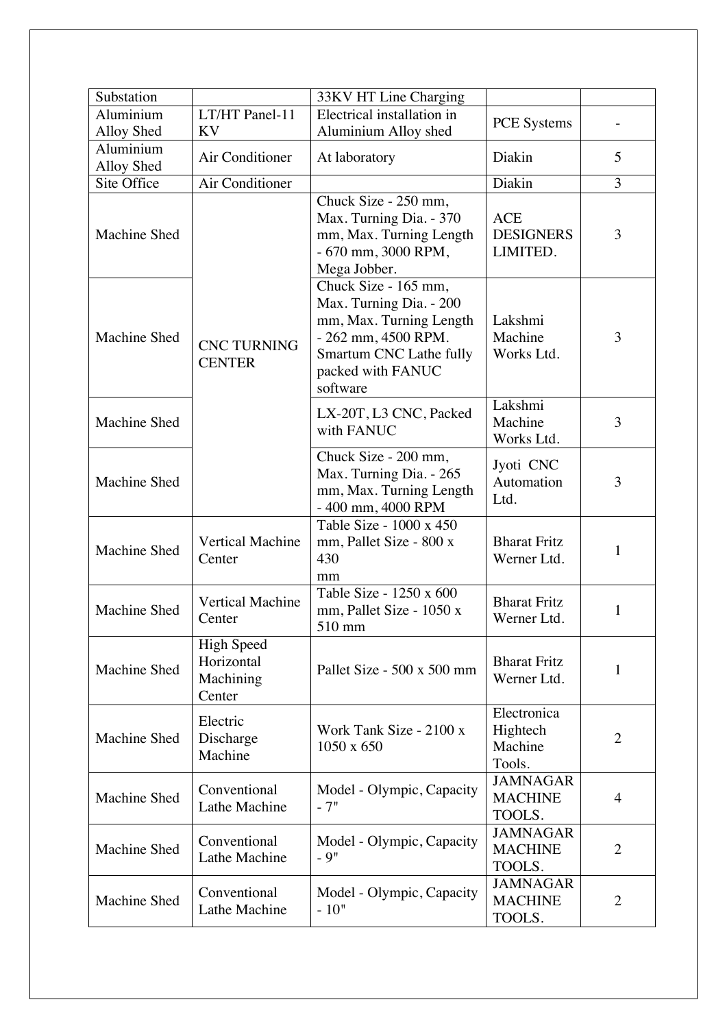| Substation | | 33KV HT Line Charging | | |
|---|---|---|---|---|
| Aluminium Alloy Shed | LT/HT Panel-11 KV | Electrical installation in Aluminium Alloy shed | PCE Systems | - |
| Aluminium Alloy Shed | Air Conditioner | At laboratory | Diakin | 5 |
| Site Office | Air Conditioner | | Diakin | 3 |
| Machine Shed | CNC TURNING CENTER | Chuck Size - 250 mm, Max. Turning Dia. - 370 mm, Max. Turning Length - 670 mm, 3000 RPM, Mega Jobber. | ACE DESIGNERS LIMITED. | 3 |
| Machine Shed | | Chuck Size - 165 mm, Max. Turning Dia. - 200 mm, Max. Turning Length - 262 mm, 4500 RPM. Smartum CNC Lathe fully packed with FANUC software | Lakshmi Machine Works Ltd. | 3 |
| Machine Shed | | LX-20T, L3 CNC, Packed with FANUC | Lakshmi Machine Works Ltd. | 3 |
| Machine Shed | | Chuck Size - 200 mm, Max. Turning Dia. - 265 mm, Max. Turning Length - 400 mm, 4000 RPM | Jyoti CNC Automation Ltd. | 3 |
| Machine Shed | Vertical Machine Center | Table Size - 1000 x 450 mm, Pallet Size - 800 x 430 mm | Bharat Fritz Werner Ltd. | 1 |
| Machine Shed | Vertical Machine Center | Table Size - 1250 x 600 mm, Pallet Size - 1050 x 510 mm | Bharat Fritz Werner Ltd. | 1 |
| Machine Shed | High Speed Horizontal Machining Center | Pallet Size - 500 x 500 mm | Bharat Fritz Werner Ltd. | 1 |
| Machine Shed | Electric Discharge Machine | Work Tank Size - 2100 x 1050 x 650 | Electronica Hightech Machine Tools. | 2 |
| Machine Shed | Conventional Lathe Machine | Model - Olympic, Capacity - 7" | JAMNAGAR MACHINE TOOLS. | 4 |
| Machine Shed | Conventional Lathe Machine | Model - Olympic, Capacity - 9" | JAMNAGAR MACHINE TOOLS. | 2 |
| Machine Shed | Conventional Lathe Machine | Model - Olympic, Capacity - 10" | JAMNAGAR MACHINE TOOLS. | 2 |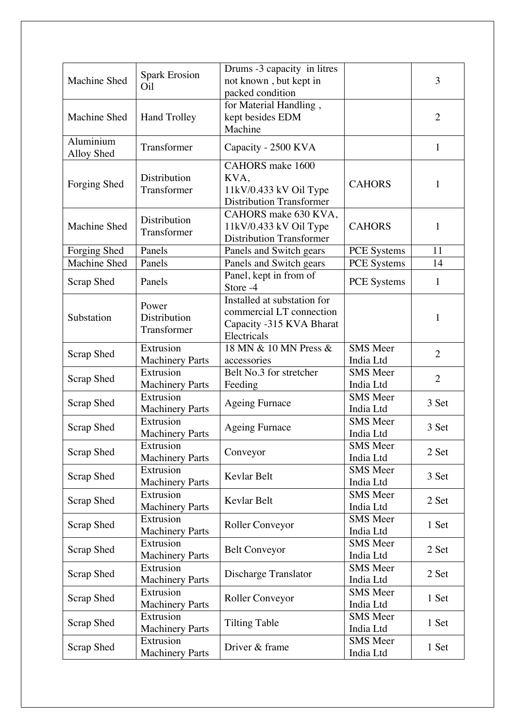| Machine Shed | Spark Erosion Oil | Drums -3 capacity in litres not known , but kept in packed condition | | 3 |
|---|---|---|---|---|
| Machine Shed | Hand Trolley | for Material Handling , kept besides EDM Machine | | 2 |
| Aluminium Alloy Shed | Transformer | Capacity - 2500 KVA | | 1 |
| Forging Shed | Distribution Transformer | CAHORS make 1600 KVA, 11kV/0.433 kV Oil Type Distribution Transformer | CAHORS | 1 |
| Machine Shed | Distribution Transformer | CAHORS make 630 KVA, 11kV/0.433 kV Oil Type Distribution Transformer | CAHORS | 1 |
| Forging Shed | Panels | Panels and Switch gears | PCE Systems | 11 |
| Machine Shed | Panels | Panels and Switch gears | PCE Systems | 14 |
| Scrap Shed | Panels | Panel, kept in from of Store -4 | PCE Systems | 1 |
| Substation | Power Distribution Transformer | Installed at substation for commercial LT connection Capacity -315 KVA Bharat Electricals | | 1 |
| Scrap Shed | Extrusion Machinery Parts | 18 MN & 10 MN Press & accessories | SMS Meer India Ltd | 2 |
| Scrap Shed | Extrusion Machinery Parts | Belt No.3 for stretcher Feeding | SMS Meer India Ltd | 2 |
| Scrap Shed | Extrusion Machinery Parts | Ageing Furnace | SMS Meer India Ltd | 3 Set |
| Scrap Shed | Extrusion Machinery Parts | Ageing Furnace | SMS Meer India Ltd | 3 Set |
| Scrap Shed | Extrusion Machinery Parts | Conveyor | SMS Meer India Ltd | 2 Set |
| Scrap Shed | Extrusion Machinery Parts | Kevlar Belt | SMS Meer India Ltd | 3 Set |
| Scrap Shed | Extrusion Machinery Parts | Kevlar Belt | SMS Meer India Ltd | 2 Set |
| Scrap Shed | Extrusion Machinery Parts | Roller Conveyor | SMS Meer India Ltd | 1 Set |
| Scrap Shed | Extrusion Machinery Parts | Belt Conveyor | SMS Meer India Ltd | 2 Set |
| Scrap Shed | Extrusion Machinery Parts | Discharge Translator | SMS Meer India Ltd | 2 Set |
| Scrap Shed | Extrusion Machinery Parts | Roller Conveyor | SMS Meer India Ltd | 1 Set |
| Scrap Shed | Extrusion Machinery Parts | Tilting Table | SMS Meer India Ltd | 1 Set |
| Scrap Shed | Extrusion Machinery Parts | Driver & frame | SMS Meer India Ltd | 1 Set |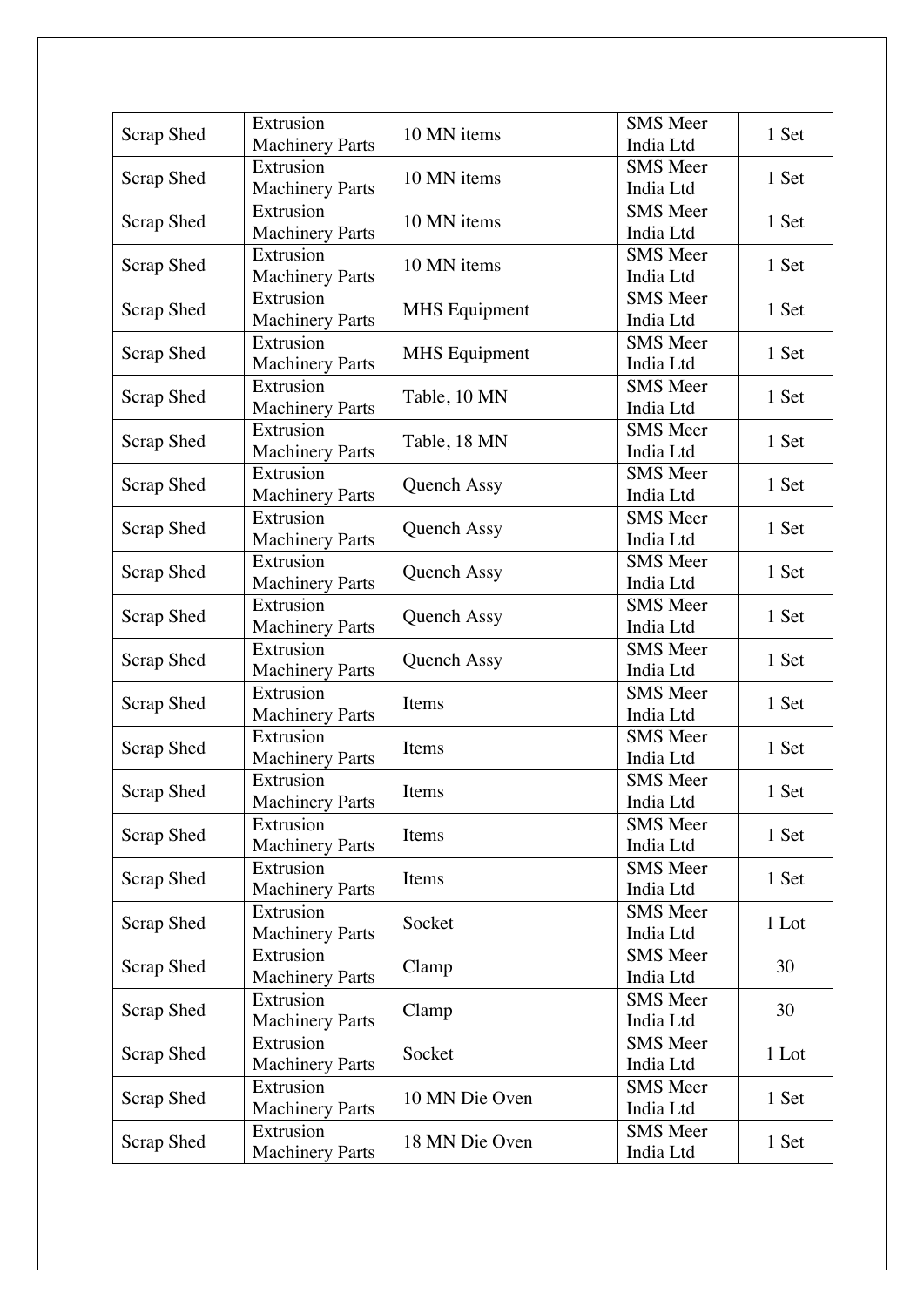| Scrap Shed | Extrusion Machinery Parts | 10 MN items | SMS Meer India Ltd | 1 Set |
|---|---|---|---|---|
| Scrap Shed | Extrusion Machinery Parts | 10 MN items | SMS Meer India Ltd | 1 Set |
| Scrap Shed | Extrusion Machinery Parts | 10 MN items | SMS Meer India Ltd | 1 Set |
| Scrap Shed | Extrusion Machinery Parts | 10 MN items | SMS Meer India Ltd | 1 Set |
| Scrap Shed | Extrusion Machinery Parts | MHS Equipment | SMS Meer India Ltd | 1 Set |
| Scrap Shed | Extrusion Machinery Parts | MHS Equipment | SMS Meer India Ltd | 1 Set |
| Scrap Shed | Extrusion Machinery Parts | Table, 10 MN | SMS Meer India Ltd | 1 Set |
| Scrap Shed | Extrusion Machinery Parts | Table, 18 MN | SMS Meer India Ltd | 1 Set |
| Scrap Shed | Extrusion Machinery Parts | Quench Assy | SMS Meer India Ltd | 1 Set |
| Scrap Shed | Extrusion Machinery Parts | Quench Assy | SMS Meer India Ltd | 1 Set |
| Scrap Shed | Extrusion Machinery Parts | Quench Assy | SMS Meer India Ltd | 1 Set |
| Scrap Shed | Extrusion Machinery Parts | Quench Assy | SMS Meer India Ltd | 1 Set |
| Scrap Shed | Extrusion Machinery Parts | Quench Assy | SMS Meer India Ltd | 1 Set |
| Scrap Shed | Extrusion Machinery Parts | Items | SMS Meer India Ltd | 1 Set |
| Scrap Shed | Extrusion Machinery Parts | Items | SMS Meer India Ltd | 1 Set |
| Scrap Shed | Extrusion Machinery Parts | Items | SMS Meer India Ltd | 1 Set |
| Scrap Shed | Extrusion Machinery Parts | Items | SMS Meer India Ltd | 1 Set |
| Scrap Shed | Extrusion Machinery Parts | Items | SMS Meer India Ltd | 1 Set |
| Scrap Shed | Extrusion Machinery Parts | Socket | SMS Meer India Ltd | 1 Lot |
| Scrap Shed | Extrusion Machinery Parts | Clamp | SMS Meer India Ltd | 30 |
| Scrap Shed | Extrusion Machinery Parts | Clamp | SMS Meer India Ltd | 30 |
| Scrap Shed | Extrusion Machinery Parts | Socket | SMS Meer India Ltd | 1 Lot |
| Scrap Shed | Extrusion Machinery Parts | 10 MN Die Oven | SMS Meer India Ltd | 1 Set |
| Scrap Shed | Extrusion Machinery Parts | 18 MN Die Oven | SMS Meer India Ltd | 1 Set |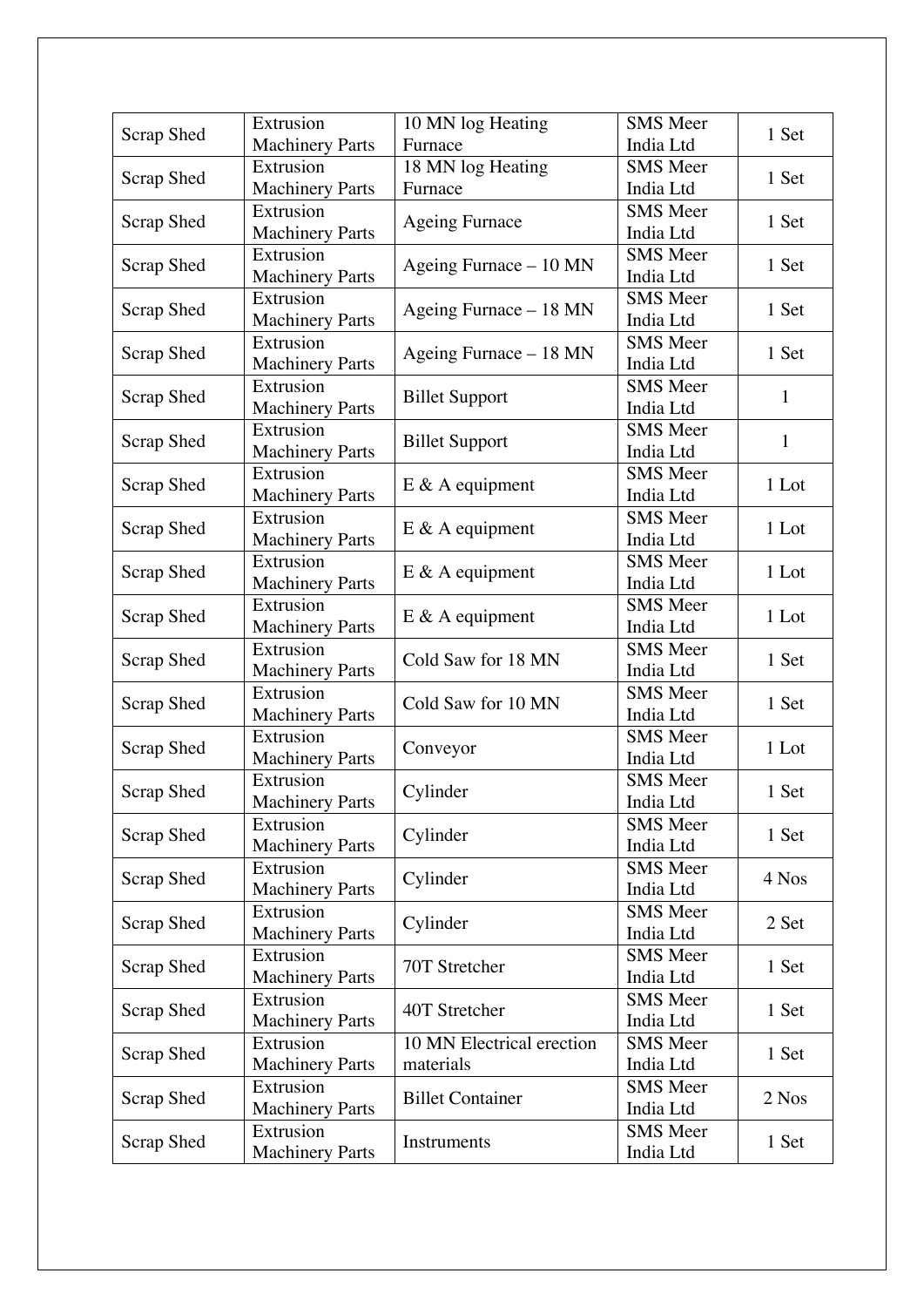| Scrap Shed | Extrusion Machinery Parts | 10 MN log Heating Furnace | SMS Meer India Ltd | 1 Set |
|---|---|---|---|---|
| Scrap Shed | Extrusion Machinery Parts | 18 MN log Heating Furnace | SMS Meer India Ltd | 1 Set |
| Scrap Shed | Extrusion Machinery Parts | Ageing Furnace | SMS Meer India Ltd | 1 Set |
| Scrap Shed | Extrusion Machinery Parts | Ageing Furnace – 10 MN | SMS Meer India Ltd | 1 Set |
| Scrap Shed | Extrusion Machinery Parts | Ageing Furnace – 18 MN | SMS Meer India Ltd | 1 Set |
| Scrap Shed | Extrusion Machinery Parts | Ageing Furnace – 18 MN | SMS Meer India Ltd | 1 Set |
| Scrap Shed | Extrusion Machinery Parts | Billet Support | SMS Meer India Ltd | 1 |
| Scrap Shed | Extrusion Machinery Parts | Billet Support | SMS Meer India Ltd | 1 |
| Scrap Shed | Extrusion Machinery Parts | E & A equipment | SMS Meer India Ltd | 1 Lot |
| Scrap Shed | Extrusion Machinery Parts | E & A equipment | SMS Meer India Ltd | 1 Lot |
| Scrap Shed | Extrusion Machinery Parts | E & A equipment | SMS Meer India Ltd | 1 Lot |
| Scrap Shed | Extrusion Machinery Parts | E & A equipment | SMS Meer India Ltd | 1 Lot |
| Scrap Shed | Extrusion Machinery Parts | Cold Saw for 18 MN | SMS Meer India Ltd | 1 Set |
| Scrap Shed | Extrusion Machinery Parts | Cold Saw for 10 MN | SMS Meer India Ltd | 1 Set |
| Scrap Shed | Extrusion Machinery Parts | Conveyor | SMS Meer India Ltd | 1 Lot |
| Scrap Shed | Extrusion Machinery Parts | Cylinder | SMS Meer India Ltd | 1 Set |
| Scrap Shed | Extrusion Machinery Parts | Cylinder | SMS Meer India Ltd | 1 Set |
| Scrap Shed | Extrusion Machinery Parts | Cylinder | SMS Meer India Ltd | 4 Nos |
| Scrap Shed | Extrusion Machinery Parts | Cylinder | SMS Meer India Ltd | 2 Set |
| Scrap Shed | Extrusion Machinery Parts | 70T Stretcher | SMS Meer India Ltd | 1 Set |
| Scrap Shed | Extrusion Machinery Parts | 40T Stretcher | SMS Meer India Ltd | 1 Set |
| Scrap Shed | Extrusion Machinery Parts | 10 MN Electrical erection materials | SMS Meer India Ltd | 1 Set |
| Scrap Shed | Extrusion Machinery Parts | Billet Container | SMS Meer India Ltd | 2 Nos |
| Scrap Shed | Extrusion Machinery Parts | Instruments | SMS Meer India Ltd | 1 Set |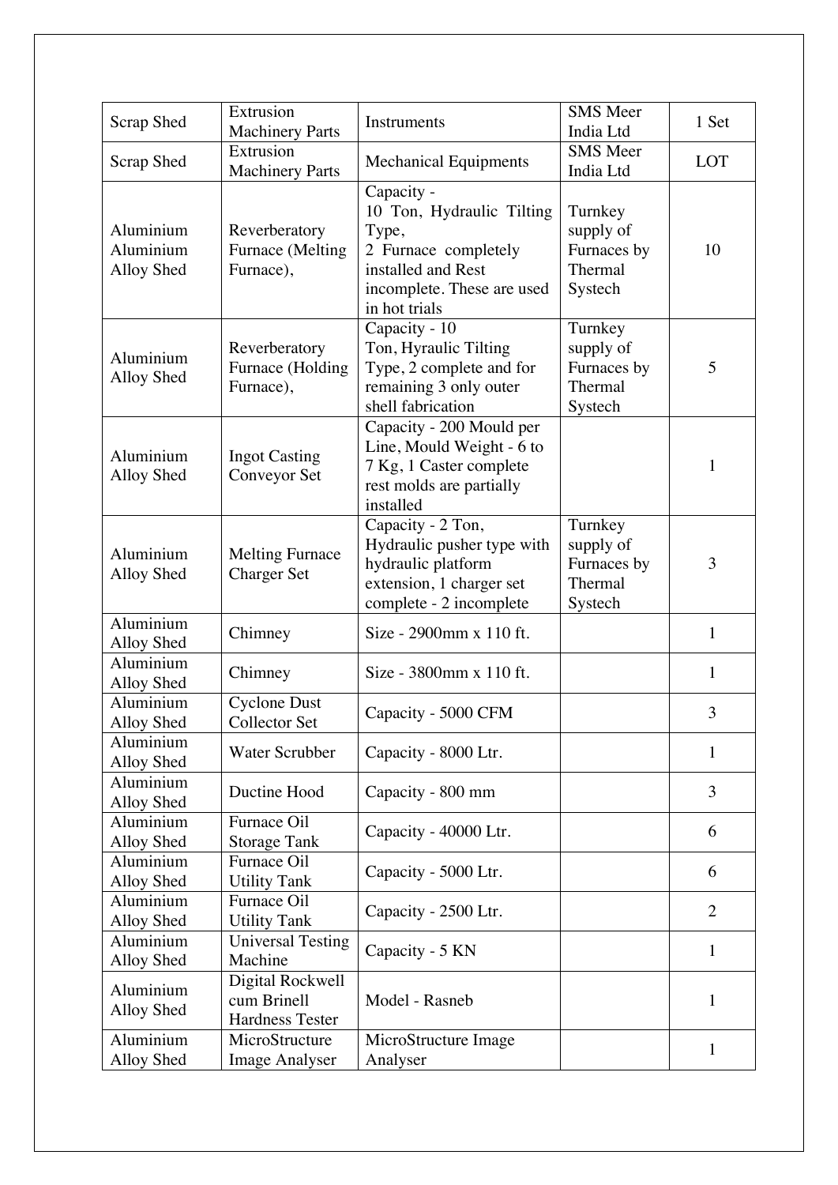| Scrap Shed | Extrusion Machinery Parts | Instruments | SMS Meer India Ltd | 1 Set |
|---|---|---|---|---|
| Scrap Shed | Extrusion Machinery Parts | Mechanical Equipments | SMS Meer India Ltd | LOT |
| Aluminium Aluminium Alloy Shed | Reverberatory Furnace (Melting Furnace), | Capacity - 10 Ton, Hydraulic Tilting Type, 2 Furnace completely installed and Rest incomplete. These are used in hot trials | Turnkey supply of Furnaces by Thermal Systech | 10 |
| Aluminium Alloy Shed | Reverberatory Furnace (Holding Furnace), | Capacity - 10 Ton, Hyraulic Tilting Type, 2 complete and for remaining 3 only outer shell fabrication | Turnkey supply of Furnaces by Thermal Systech | 5 |
| Aluminium Alloy Shed | Ingot Casting Conveyor Set | Capacity - 200 Mould per Line, Mould Weight - 6 to 7 Kg, 1 Caster complete rest molds are partially installed | | 1 |
| Aluminium Alloy Shed | Melting Furnace Charger Set | Capacity - 2 Ton, Hydraulic pusher type with hydraulic platform extension, 1 charger set complete - 2 incomplete | Turnkey supply of Furnaces by Thermal Systech | 3 |
| Aluminium Alloy Shed | Chimney | Size - 2900mm x 110 ft. | | 1 |
| Aluminium Alloy Shed | Chimney | Size - 3800mm x 110 ft. | | 1 |
| Aluminium Alloy Shed | Cyclone Dust Collector Set | Capacity - 5000 CFM | | 3 |
| Aluminium Alloy Shed | Water Scrubber | Capacity - 8000 Ltr. | | 1 |
| Aluminium Alloy Shed | Ductine Hood | Capacity - 800 mm | | 3 |
| Aluminium Alloy Shed | Furnace Oil Storage Tank | Capacity - 40000 Ltr. | | 6 |
| Aluminium Alloy Shed | Furnace Oil Utility Tank | Capacity - 5000 Ltr. | | 6 |
| Aluminium Alloy Shed | Furnace Oil Utility Tank | Capacity - 2500 Ltr. | | 2 |
| Aluminium Alloy Shed | Universal Testing Machine | Capacity - 5 KN | | 1 |
| Aluminium Alloy Shed | Digital Rockwell cum Brinell Hardness Tester | Model - Rasneb | | 1 |
| Aluminium Alloy Shed | MicroStructure Image Analyser | MicroStructure Image Analyser | | 1 |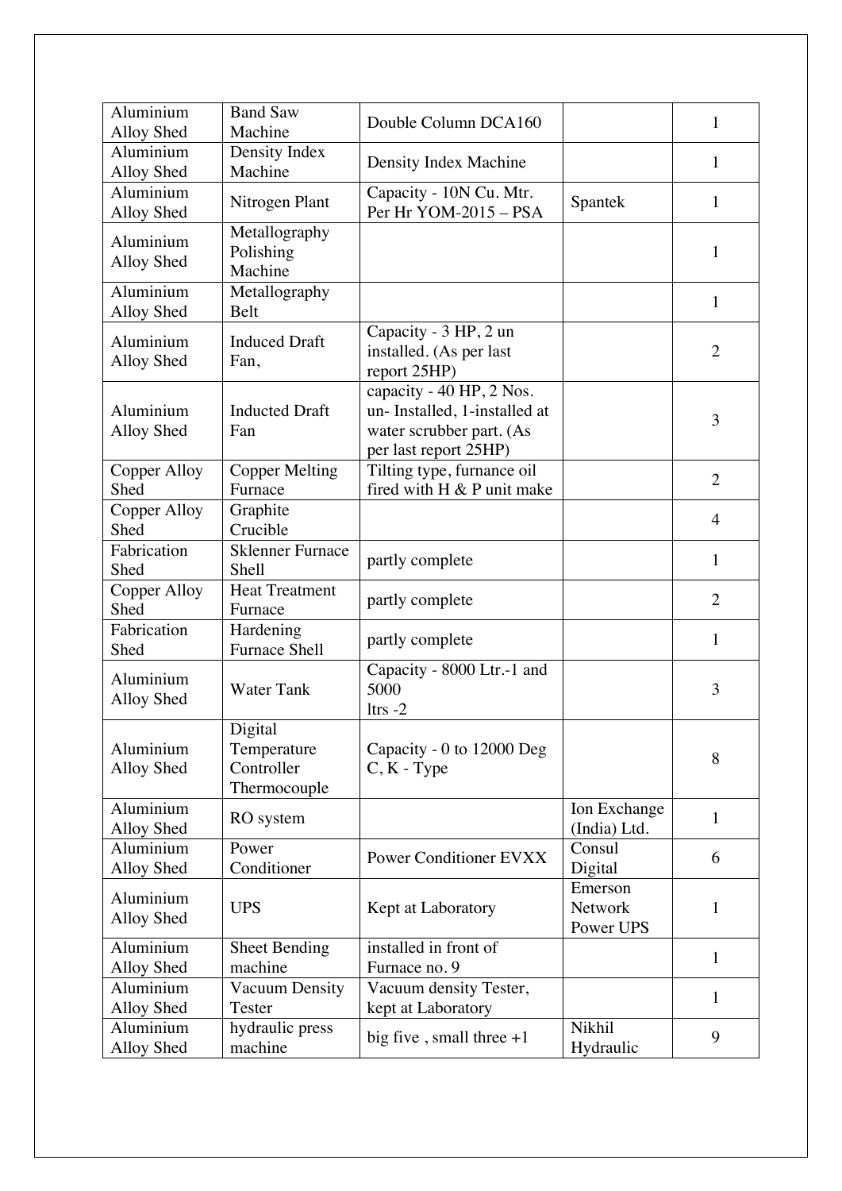| | | | | |
|---|---|---|---|---|
| Aluminium Alloy Shed | Band Saw Machine | Double Column DCA160 | | 1 |
| Aluminium Alloy Shed | Density Index Machine | Density Index Machine | | 1 |
| Aluminium Alloy Shed | Nitrogen Plant | Capacity - 10N Cu. Mtr. Per Hr YOM-2015 – PSA | Spantek | 1 |
| Aluminium Alloy Shed | Metallography Polishing Machine | | | 1 |
| Aluminium Alloy Shed | Metallography Belt | | | 1 |
| Aluminium Alloy Shed | Induced Draft Fan, | Capacity - 3 HP, 2 un installed. (As per last report 25HP) | | 2 |
| Aluminium Alloy Shed | Inducted Draft Fan | capacity - 40 HP, 2 Nos. un- Installed, 1-installed at water scrubber part. (As per last report 25HP) | | 3 |
| Copper Alloy Shed | Copper Melting Furnace | Tilting type, furnance oil fired with H & P unit make | | 2 |
| Copper Alloy Shed | Graphite Crucible | | | 4 |
| Fabrication Shed | Sklenner Furnace Shell | partly complete | | 1 |
| Copper Alloy Shed | Heat Treatment Furnace | partly complete | | 2 |
| Fabrication Shed | Hardening Furnace Shell | partly complete | | 1 |
| Aluminium Alloy Shed | Water Tank | Capacity - 8000 Ltr.-1 and 5000 ltrs -2 | | 3 |
| Aluminium Alloy Shed | Digital Temperature Controller Thermocouple | Capacity - 0 to 12000 Deg C, K - Type | | 8 |
| Aluminium Alloy Shed | RO system | | Ion Exchange (India) Ltd. | 1 |
| Aluminium Alloy Shed | Power Conditioner | Power Conditioner EVXX | Consul Digital | 6 |
| Aluminium Alloy Shed | UPS | Kept at Laboratory | Emerson Network Power UPS | 1 |
| Aluminium Alloy Shed | Sheet Bending machine | installed in front of Furnace no. 9 | | 1 |
| Aluminium Alloy Shed | Vacuum Density Tester | Vacuum density Tester, kept at Laboratory | | 1 |
| Aluminium Alloy Shed | hydraulic press machine | big five , small three +1 | Nikhil Hydraulic | 9 |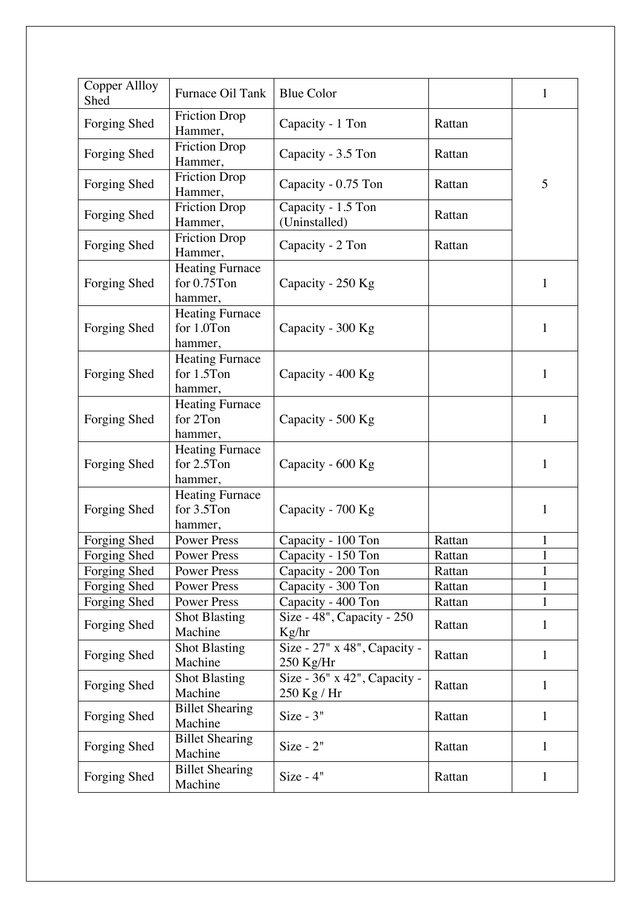| Copper Allloy Shed | Furnace Oil Tank | Blue Color | | 1 |
|---|---|---|---|---|
| Forging Shed | Friction Drop Hammer, | Capacity - 1 Ton | Rattan | 5 |
| Forging Shed | Friction Drop Hammer, | Capacity - 3.5 Ton | Rattan | |
| Forging Shed | Friction Drop Hammer, | Capacity - 0.75 Ton | Rattan | |
| Forging Shed | Friction Drop Hammer, | Capacity - 1.5 Ton (Uninstalled) | Rattan | |
| Forging Shed | Friction Drop Hammer, | Capacity - 2 Ton | Rattan | |
| Forging Shed | Heating Furnace for 0.75Ton hammer, | Capacity - 250 Kg | | 1 |
| Forging Shed | Heating Furnace for 1.0Ton hammer, | Capacity - 300 Kg | | 1 |
| Forging Shed | Heating Furnace for 1.5Ton hammer, | Capacity - 400 Kg | | 1 |
| Forging Shed | Heating Furnace for 2Ton hammer, | Capacity - 500 Kg | | 1 |
| Forging Shed | Heating Furnace for 2.5Ton hammer, | Capacity - 600 Kg | | 1 |
| Forging Shed | Heating Furnace for 3.5Ton hammer, | Capacity - 700 Kg | | 1 |
| Forging Shed | Power Press | Capacity - 100 Ton | Rattan | 1 |
| Forging Shed | Power Press | Capacity - 150 Ton | Rattan | 1 |
| Forging Shed | Power Press | Capacity - 200 Ton | Rattan | 1 |
| Forging Shed | Power Press | Capacity - 300 Ton | Rattan | 1 |
| Forging Shed | Power Press | Capacity - 400 Ton | Rattan | 1 |
| Forging Shed | Shot Blasting Machine | Size - 48", Capacity - 250 Kg/hr | Rattan | 1 |
| Forging Shed | Shot Blasting Machine | Size - 27" x 48", Capacity - 250 Kg/Hr | Rattan | 1 |
| Forging Shed | Shot Blasting Machine | Size - 36" x 42", Capacity - 250 Kg / Hr | Rattan | 1 |
| Forging Shed | Billet Shearing Machine | Size - 3" | Rattan | 1 |
| Forging Shed | Billet Shearing Machine | Size - 2" | Rattan | 1 |
| Forging Shed | Billet Shearing Machine | Size - 4" | Rattan | 1 |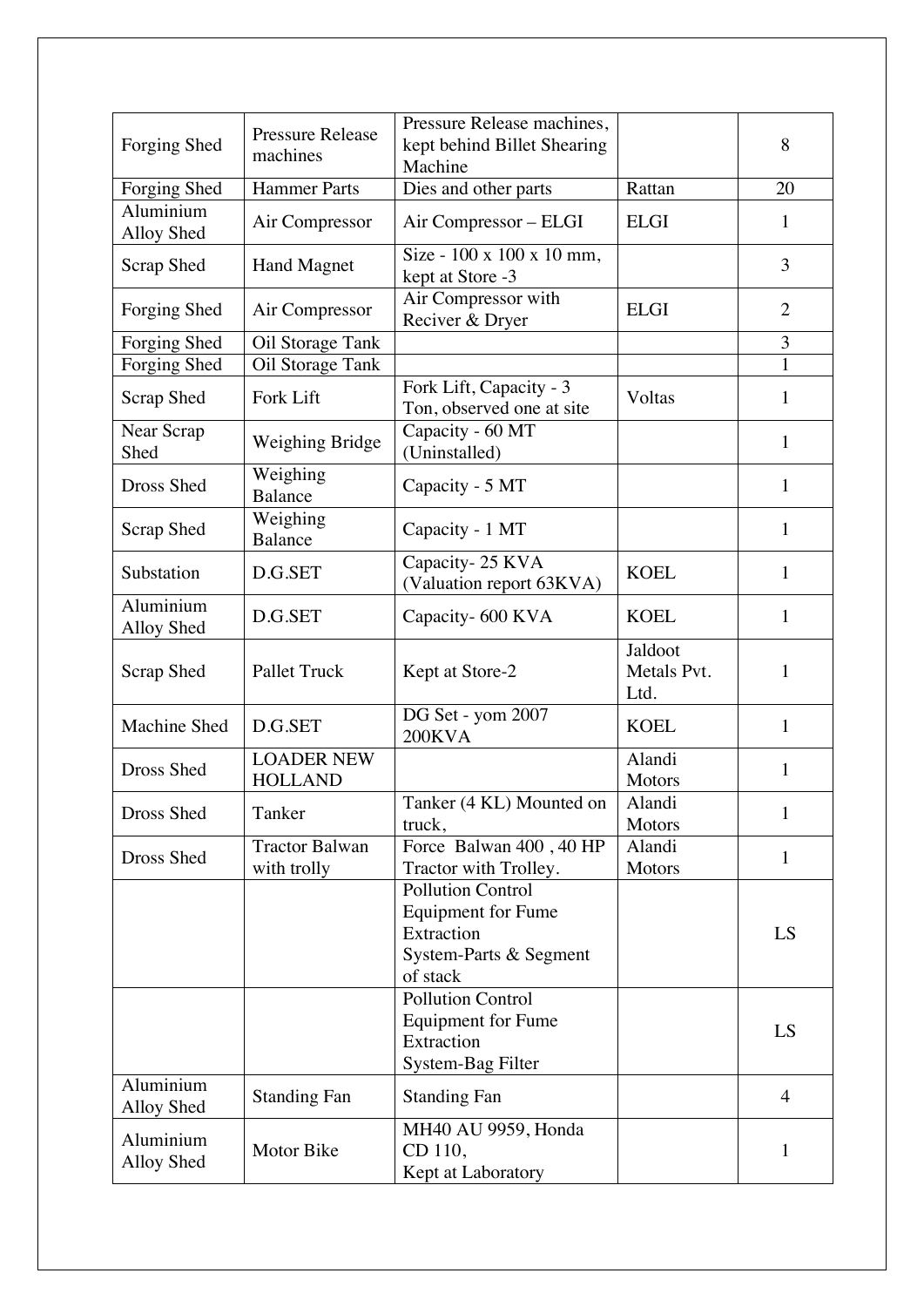| Forging Shed | Pressure Release machines | Pressure Release machines, kept behind Billet Shearing Machine | | 8 |
|---|---|---|---|---|
| Forging Shed | Hammer Parts | Dies and other parts | Rattan | 20 |
| Aluminium Alloy Shed | Air Compressor | Air Compressor – ELGI | ELGI | 1 |
| Scrap Shed | Hand Magnet | Size - 100 x 100 x 10 mm, kept at Store -3 | | 3 |
| Forging Shed | Air Compressor | Air Compressor with Reciver & Dryer | ELGI | 2 |
| Forging Shed | Oil Storage Tank | | | 3 |
| Forging Shed | Oil Storage Tank | | | 1 |
| Scrap Shed | Fork Lift | Fork Lift, Capacity - 3 Ton, observed one at site | Voltas | 1 |
| Near Scrap Shed | Weighing Bridge | Capacity - 60 MT (Uninstalled) | | 1 |
| Dross Shed | Weighing Balance | Capacity - 5 MT | | 1 |
| Scrap Shed | Weighing Balance | Capacity - 1 MT | | 1 |
| Substation | D.G.SET | Capacity- 25 KVA (Valuation report 63KVA) | KOEL | 1 |
| Aluminium Alloy Shed | D.G.SET | Capacity- 600 KVA | KOEL | 1 |
| Scrap Shed | Pallet Truck | Kept at Store-2 | Jaldoot Metals Pvt. Ltd. | 1 |
| Machine Shed | D.G.SET | DG Set - yom 2007 200KVA | KOEL | 1 |
| Dross Shed | LOADER NEW HOLLAND | | Alandi Motors | 1 |
| Dross Shed | Tanker | Tanker (4 KL) Mounted on truck, | Alandi Motors | 1 |
| Dross Shed | Tractor Balwan with trolly | Force Balwan 400 , 40 HP Tractor with Trolley. | Alandi Motors | 1 |
| | | Pollution Control Equipment for Fume Extraction System-Parts & Segment of stack | | LS |
| | | Pollution Control Equipment for Fume Extraction System-Bag Filter | | LS |
| Aluminium Alloy Shed | Standing Fan | Standing Fan | | 4 |
| Aluminium Alloy Shed | Motor Bike | MH40 AU 9959, Honda CD 110, Kept at Laboratory | | 1 |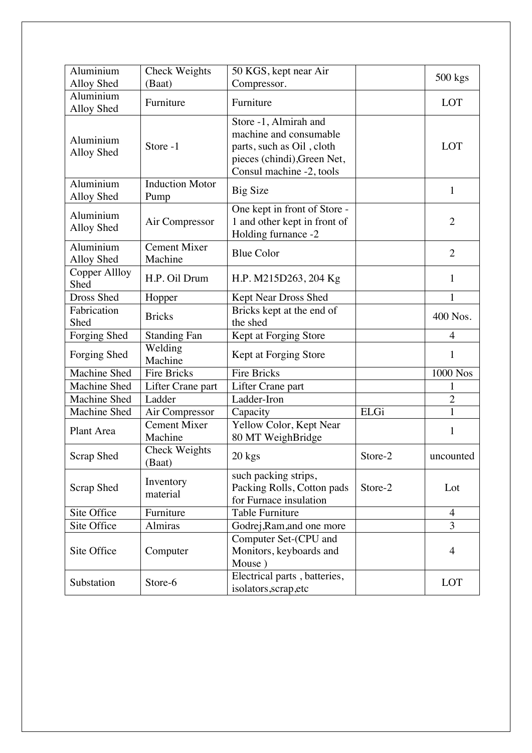| | | | | |
|---|---|---|---|---|
| Aluminium Alloy Shed | Check Weights (Baat) | 50 KGS, kept near Air Compressor. | | 500 kgs |
| Aluminium Alloy Shed | Furniture | Furniture | | LOT |
| Aluminium Alloy Shed | Store -1 | Store -1, Almirah and machine and consumable parts, such as Oil , cloth pieces (chindi),Green Net, Consul machine -2, tools | | LOT |
| Aluminium Alloy Shed | Induction Motor Pump | Big Size | | 1 |
| Aluminium Alloy Shed | Air Compressor | One kept in front of Store - 1 and other kept in front of Holding furnance -2 | | 2 |
| Aluminium Alloy Shed | Cement Mixer Machine | Blue Color | | 2 |
| Copper Allloy Shed | H.P. Oil Drum | H.P. M215D263, 204 Kg | | 1 |
| Dross Shed | Hopper | Kept Near Dross Shed | | 1 |
| Fabrication Shed | Bricks | Bricks kept at the end of the shed | | 400 Nos. |
| Forging Shed | Standing Fan | Kept at Forging Store | | 4 |
| Forging Shed | Welding Machine | Kept at Forging Store | | 1 |
| Machine Shed | Fire Bricks | Fire Bricks | | 1000 Nos |
| Machine Shed | Lifter Crane part | Lifter Crane part | | 1 |
| Machine Shed | Ladder | Ladder-Iron | | 2 |
| Machine Shed | Air Compressor | Capacity | ELGi | 1 |
| Plant Area | Cement Mixer Machine | Yellow Color, Kept Near 80 MT WeighBridge | | 1 |
| Scrap Shed | Check Weights (Baat) | 20 kgs | Store-2 | uncounted |
| Scrap Shed | Inventory material | such packing strips, Packing Rolls, Cotton pads for Furnace insulation | Store-2 | Lot |
| Site Office | Furniture | Table Furniture | | 4 |
| Site Office | Almiras | Godrej,Ram,and one more | | 3 |
| Site Office | Computer | Computer Set-(CPU and Monitors, keyboards and Mouse ) | | 4 |
| Substation | Store-6 | Electrical parts , batteries, isolators,scrap,etc | | LOT |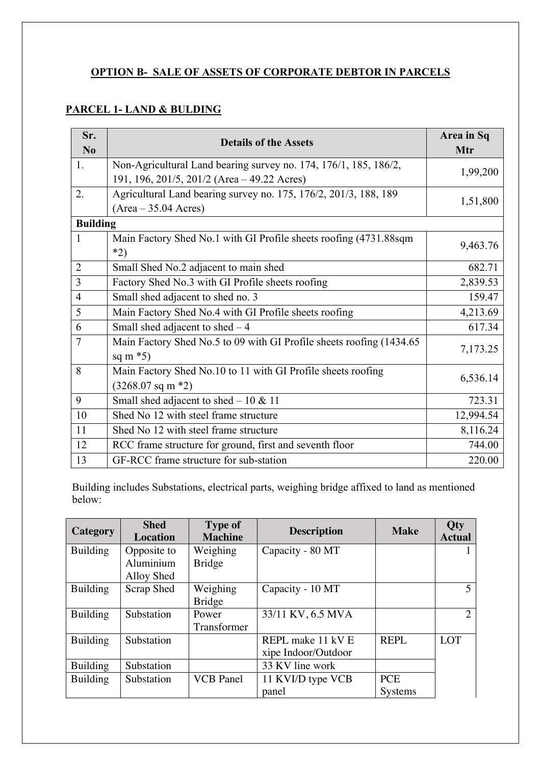## OPTION B- SALE OF ASSETS OF CORPORATE DEBTOR IN PARCELS

### PARCEL 1- LAND & BULDING

| Sr. No | Details of the Assets | Area in Sq Mtr |
|---|---|---|
| 1. | Non-Agricultural Land bearing survey no. 174, 176/1, 185, 186/2, 191, 196, 201/5, 201/2 (Area – 49.22 Acres) | 1,99,200 |
| 2. | Agricultural Land bearing survey no. 175, 176/2, 201/3, 188, 189 (Area – 35.04 Acres) | 1,51,800 |
| **Building** | | |
| 1 | Main Factory Shed No.1 with GI Profile sheets roofing (4731.88sqm *2) | 9,463.76 |
| 2 | Small Shed No.2 adjacent to main shed | 682.71 |
| 3 | Factory Shed No.3 with GI Profile sheets roofing | 2,839.53 |
| 4 | Small shed adjacent to shed no. 3 | 159.47 |
| 5 | Main Factory Shed No.4 with GI Profile sheets roofing | 4,213.69 |
| 6 | Small shed adjacent to shed – 4 | 617.34 |
| 7 | Main Factory Shed No.5 to 09 with GI Profile sheets roofing (1434.65 sq m *5) | 7,173.25 |
| 8 | Main Factory Shed No.10 to 11 with GI Profile sheets roofing (3268.07 sq m *2) | 6,536.14 |
| 9 | Small shed adjacent to shed – 10 & 11 | 723.31 |
| 10 | Shed No 12 with steel frame structure | 12,994.54 |
| 11 | Shed No 12 with steel frame structure | 8,116.24 |
| 12 | RCC frame structure for ground, first and seventh floor | 744.00 |
| 13 | GF-RCC frame structure for sub-station | 220.00 |

Building includes Substations, electrical parts, weighing bridge affixed to land as mentioned below:

| Category | Shed Location | Type of Machine | Description | Make | Qty Actual |
|---|---|---|---|---|---|
| Building | Opposite to Aluminium Alloy Shed | Weighing Bridge | Capacity - 80 MT | | 1 |
| Building | Scrap Shed | Weighing Bridge | Capacity - 10 MT | | 5 |
| Building | Substation | Power Transformer | 33/11 KV, 6.5 MVA | | 2 |
| Building | Substation | | REPL make 11 kV E xipe Indoor/Outdoor | REPL | LOT |
| Building | Substation | | 33 KV line work | | |
| Building | Substation | VCB Panel | 11 KVI/D type VCB panel | PCE Systems | |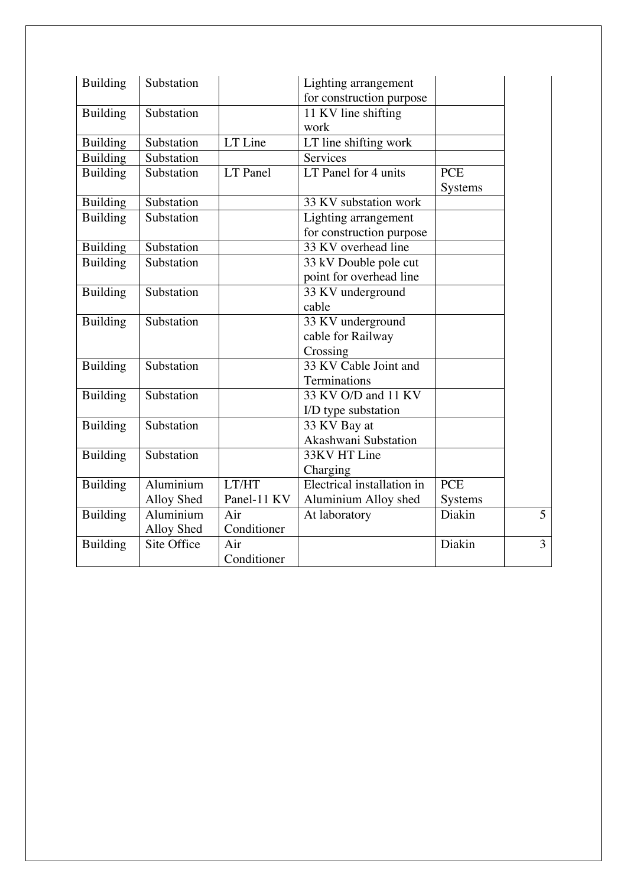| | | | | | |
|---|---|---|---|---|---|
| Building | Substation | | Lighting arrangement for construction purpose | | |
| Building | Substation | | 11 KV line shifting work | | |
| Building | Substation | LT Line | LT line shifting work | | |
| Building | Substation | | Services | | |
| Building | Substation | LT Panel | LT Panel for 4 units | PCE Systems | |
| Building | Substation | | 33 KV substation work | | |
| Building | Substation | | Lighting arrangement for construction purpose | | |
| Building | Substation | | 33 KV overhead line | | |
| Building | Substation | | 33 kV Double pole cut point for overhead line | | |
| Building | Substation | | 33 KV underground cable | | |
| Building | Substation | | 33 KV underground cable for Railway Crossing | | |
| Building | Substation | | 33 KV Cable Joint and Terminations | | |
| Building | Substation | | 33 KV O/D and 11 KV I/D type substation | | |
| Building | Substation | | 33 KV Bay at Akashwani Substation | | |
| Building | Substation | | 33KV HT Line Charging | | |
| Building | Aluminium Alloy Shed | LT/HT Panel-11 KV | Electrical installation in Aluminium Alloy shed | PCE Systems | |
| Building | Aluminium Alloy Shed | Air Conditioner | At laboratory | Diakin | 5 |
| Building | Site Office | Air Conditioner | | Diakin | 3 |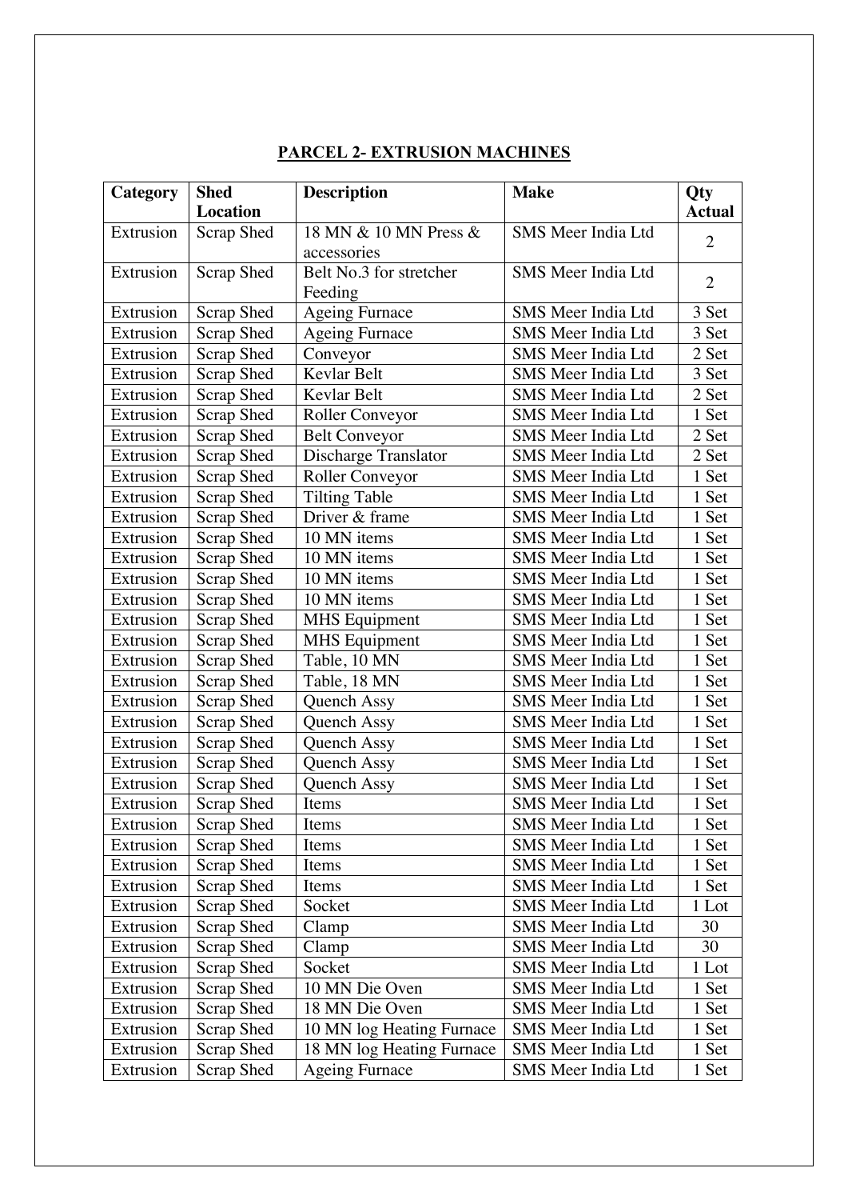**PARCEL 2- EXTRUSION MACHINES**

| Category | Shed Location | Description | Make | Qty Actual |
|---|---|---|---|---|
| Extrusion | Scrap Shed | 18 MN & 10 MN Press & accessories | SMS Meer India Ltd | 2 |
| Extrusion | Scrap Shed | Belt No.3 for stretcher Feeding | SMS Meer India Ltd | 2 |
| Extrusion | Scrap Shed | Ageing Furnace | SMS Meer India Ltd | 3 Set |
| Extrusion | Scrap Shed | Ageing Furnace | SMS Meer India Ltd | 3 Set |
| Extrusion | Scrap Shed | Conveyor | SMS Meer India Ltd | 2 Set |
| Extrusion | Scrap Shed | Kevlar Belt | SMS Meer India Ltd | 3 Set |
| Extrusion | Scrap Shed | Kevlar Belt | SMS Meer India Ltd | 2 Set |
| Extrusion | Scrap Shed | Roller Conveyor | SMS Meer India Ltd | 1 Set |
| Extrusion | Scrap Shed | Belt Conveyor | SMS Meer India Ltd | 2 Set |
| Extrusion | Scrap Shed | Discharge Translator | SMS Meer India Ltd | 2 Set |
| Extrusion | Scrap Shed | Roller Conveyor | SMS Meer India Ltd | 1 Set |
| Extrusion | Scrap Shed | Tilting Table | SMS Meer India Ltd | 1 Set |
| Extrusion | Scrap Shed | Driver & frame | SMS Meer India Ltd | 1 Set |
| Extrusion | Scrap Shed | 10 MN items | SMS Meer India Ltd | 1 Set |
| Extrusion | Scrap Shed | 10 MN items | SMS Meer India Ltd | 1 Set |
| Extrusion | Scrap Shed | 10 MN items | SMS Meer India Ltd | 1 Set |
| Extrusion | Scrap Shed | 10 MN items | SMS Meer India Ltd | 1 Set |
| Extrusion | Scrap Shed | MHS Equipment | SMS Meer India Ltd | 1 Set |
| Extrusion | Scrap Shed | MHS Equipment | SMS Meer India Ltd | 1 Set |
| Extrusion | Scrap Shed | Table, 10 MN | SMS Meer India Ltd | 1 Set |
| Extrusion | Scrap Shed | Table, 18 MN | SMS Meer India Ltd | 1 Set |
| Extrusion | Scrap Shed | Quench Assy | SMS Meer India Ltd | 1 Set |
| Extrusion | Scrap Shed | Quench Assy | SMS Meer India Ltd | 1 Set |
| Extrusion | Scrap Shed | Quench Assy | SMS Meer India Ltd | 1 Set |
| Extrusion | Scrap Shed | Quench Assy | SMS Meer India Ltd | 1 Set |
| Extrusion | Scrap Shed | Quench Assy | SMS Meer India Ltd | 1 Set |
| Extrusion | Scrap Shed | Items | SMS Meer India Ltd | 1 Set |
| Extrusion | Scrap Shed | Items | SMS Meer India Ltd | 1 Set |
| Extrusion | Scrap Shed | Items | SMS Meer India Ltd | 1 Set |
| Extrusion | Scrap Shed | Items | SMS Meer India Ltd | 1 Set |
| Extrusion | Scrap Shed | Items | SMS Meer India Ltd | 1 Set |
| Extrusion | Scrap Shed | Socket | SMS Meer India Ltd | 1 Lot |
| Extrusion | Scrap Shed | Clamp | SMS Meer India Ltd | 30 |
| Extrusion | Scrap Shed | Clamp | SMS Meer India Ltd | 30 |
| Extrusion | Scrap Shed | Socket | SMS Meer India Ltd | 1 Lot |
| Extrusion | Scrap Shed | 10 MN Die Oven | SMS Meer India Ltd | 1 Set |
| Extrusion | Scrap Shed | 18 MN Die Oven | SMS Meer India Ltd | 1 Set |
| Extrusion | Scrap Shed | 10 MN log Heating Furnace | SMS Meer India Ltd | 1 Set |
| Extrusion | Scrap Shed | 18 MN log Heating Furnace | SMS Meer India Ltd | 1 Set |
| Extrusion | Scrap Shed | Ageing Furnace | SMS Meer India Ltd | 1 Set |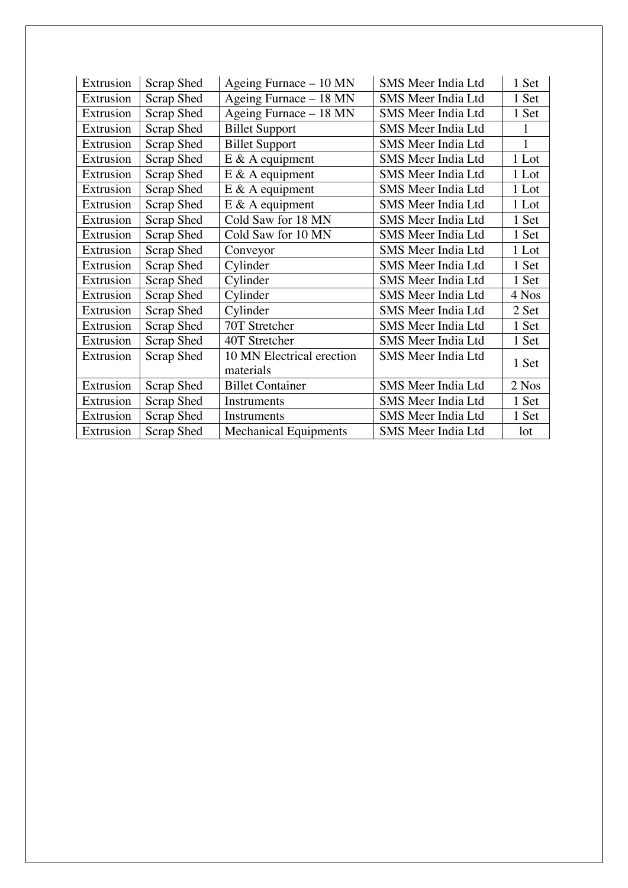| Extrusion | Scrap Shed | Ageing Furnace – 10 MN | SMS Meer India Ltd | 1 Set |
|---|---|---|---|---|
| Extrusion | Scrap Shed | Ageing Furnace – 18 MN | SMS Meer India Ltd | 1 Set |
| Extrusion | Scrap Shed | Ageing Furnace – 18 MN | SMS Meer India Ltd | 1 Set |
| Extrusion | Scrap Shed | Billet Support | SMS Meer India Ltd | 1 |
| Extrusion | Scrap Shed | Billet Support | SMS Meer India Ltd | 1 |
| Extrusion | Scrap Shed | E & A equipment | SMS Meer India Ltd | 1 Lot |
| Extrusion | Scrap Shed | E & A equipment | SMS Meer India Ltd | 1 Lot |
| Extrusion | Scrap Shed | E & A equipment | SMS Meer India Ltd | 1 Lot |
| Extrusion | Scrap Shed | E & A equipment | SMS Meer India Ltd | 1 Lot |
| Extrusion | Scrap Shed | Cold Saw for 18 MN | SMS Meer India Ltd | 1 Set |
| Extrusion | Scrap Shed | Cold Saw for 10 MN | SMS Meer India Ltd | 1 Set |
| Extrusion | Scrap Shed | Conveyor | SMS Meer India Ltd | 1 Lot |
| Extrusion | Scrap Shed | Cylinder | SMS Meer India Ltd | 1 Set |
| Extrusion | Scrap Shed | Cylinder | SMS Meer India Ltd | 1 Set |
| Extrusion | Scrap Shed | Cylinder | SMS Meer India Ltd | 4 Nos |
| Extrusion | Scrap Shed | Cylinder | SMS Meer India Ltd | 2 Set |
| Extrusion | Scrap Shed | 70T Stretcher | SMS Meer India Ltd | 1 Set |
| Extrusion | Scrap Shed | 40T Stretcher | SMS Meer India Ltd | 1 Set |
| Extrusion | Scrap Shed | 10 MN Electrical erection materials | SMS Meer India Ltd | 1 Set |
| Extrusion | Scrap Shed | Billet Container | SMS Meer India Ltd | 2 Nos |
| Extrusion | Scrap Shed | Instruments | SMS Meer India Ltd | 1 Set |
| Extrusion | Scrap Shed | Instruments | SMS Meer India Ltd | 1 Set |
| Extrusion | Scrap Shed | Mechanical Equipments | SMS Meer India Ltd | lot |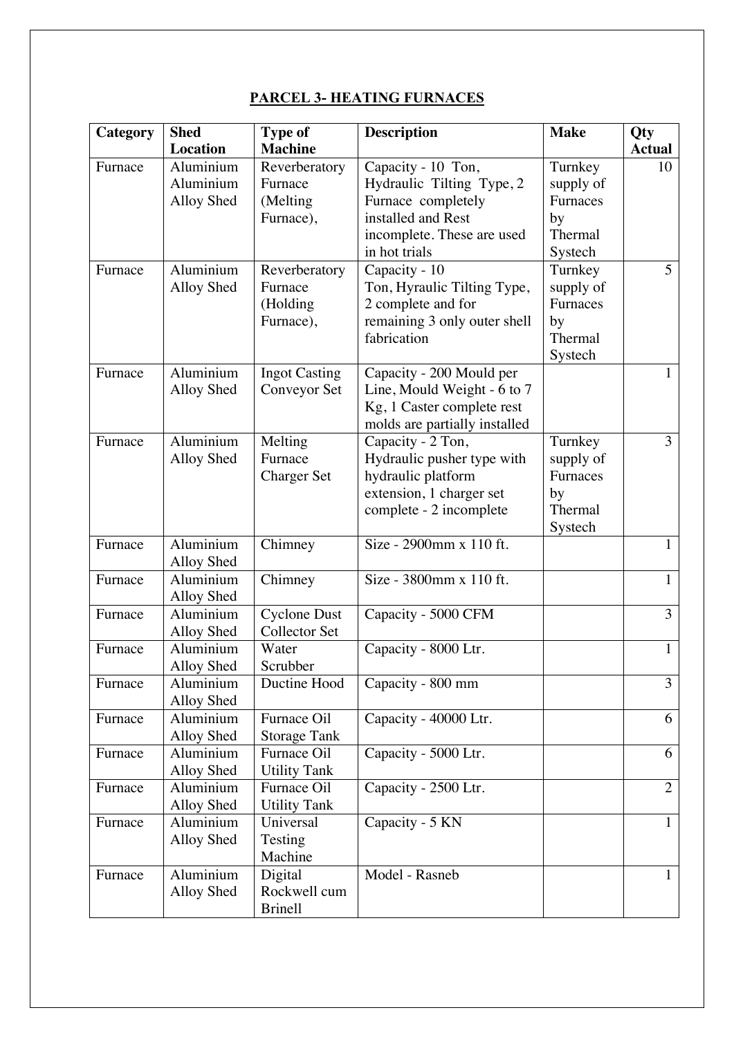## PARCEL 3- HEATING FURNACES

| Category | Shed Location | Type of Machine | Description | Make | Qty Actual |
|---|---|---|---|---|---|
| Furnace | Aluminium Aluminium Alloy Shed | Reverberatory Furnace (Melting Furnace), | Capacity - 10 Ton, Hydraulic Tilting Type, 2 Furnace completely installed and Rest incomplete. These are used in hot trials | Turnkey supply of Furnaces by Thermal Systech | 10 |
| Furnace | Aluminium Alloy Shed | Reverberatory Furnace (Holding Furnace), | Capacity - 10 Ton, Hyraulic Tilting Type, 2 complete and for remaining 3 only outer shell fabrication | Turnkey supply of Furnaces by Thermal Systech | 5 |
| Furnace | Aluminium Alloy Shed | Ingot Casting Conveyor Set | Capacity - 200 Mould per Line, Mould Weight - 6 to 7 Kg, 1 Caster complete rest molds are partially installed | | 1 |
| Furnace | Aluminium Alloy Shed | Melting Furnace Charger Set | Capacity - 2 Ton, Hydraulic pusher type with hydraulic platform extension, 1 charger set complete - 2 incomplete | Turnkey supply of Furnaces by Thermal Systech | 3 |
| Furnace | Aluminium Alloy Shed | Chimney | Size - 2900mm x 110 ft. | | 1 |
| Furnace | Aluminium Alloy Shed | Chimney | Size - 3800mm x 110 ft. | | 1 |
| Furnace | Aluminium Alloy Shed | Cyclone Dust Collector Set | Capacity - 5000 CFM | | 3 |
| Furnace | Aluminium Alloy Shed | Water Scrubber | Capacity - 8000 Ltr. | | 1 |
| Furnace | Aluminium Alloy Shed | Ductine Hood | Capacity - 800 mm | | 3 |
| Furnace | Aluminium Alloy Shed | Furnace Oil Storage Tank | Capacity - 40000 Ltr. | | 6 |
| Furnace | Aluminium Alloy Shed | Furnace Oil Utility Tank | Capacity - 5000 Ltr. | | 6 |
| Furnace | Aluminium Alloy Shed | Furnace Oil Utility Tank | Capacity - 2500 Ltr. | | 2 |
| Furnace | Aluminium Alloy Shed | Universal Testing Machine | Capacity - 5 KN | | 1 |
| Furnace | Aluminium Alloy Shed | Digital Rockwell cum Brinell | Model - Rasneb | | 1 |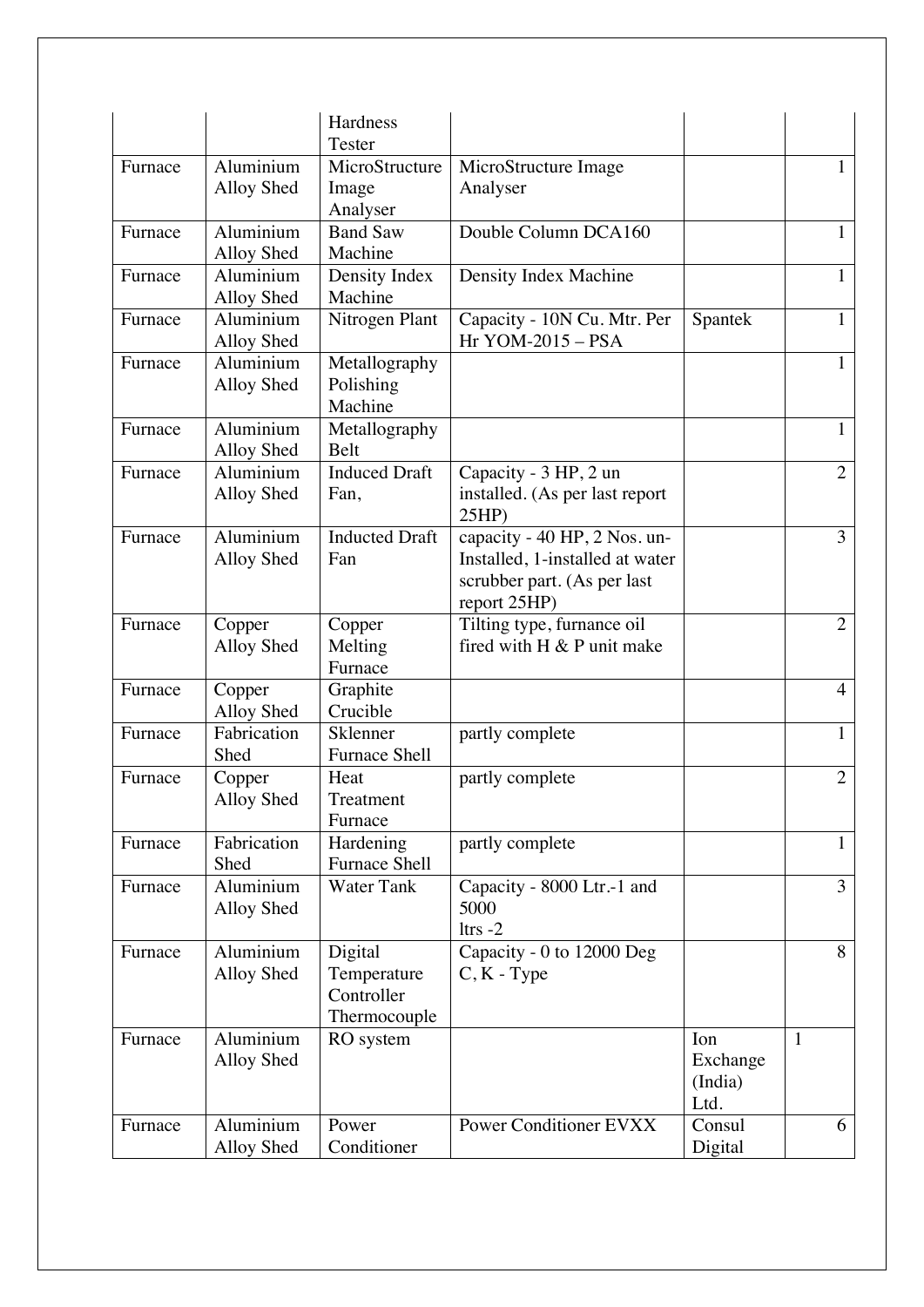| | | Hardness Tester | | | |
|---|---|---|---|---|---|
| Furnace | Aluminium Alloy Shed | MicroStructure Image Analyser | MicroStructure Image Analyser | | 1 |
| Furnace | Aluminium Alloy Shed | Band Saw Machine | Double Column DCA160 | | 1 |
| Furnace | Aluminium Alloy Shed | Density Index Machine | Density Index Machine | | 1 |
| Furnace | Aluminium Alloy Shed | Nitrogen Plant | Capacity - 10N Cu. Mtr. Per Hr YOM-2015 – PSA | Spantek | 1 |
| Furnace | Aluminium Alloy Shed | Metallography Polishing Machine | | | 1 |
| Furnace | Aluminium Alloy Shed | Metallography Belt | | | 1 |
| Furnace | Aluminium Alloy Shed | Induced Draft Fan, | Capacity - 3 HP, 2 un installed. (As per last report 25HP) | | 2 |
| Furnace | Aluminium Alloy Shed | Inducted Draft Fan | capacity - 40 HP, 2 Nos. un-Installed, 1-installed at water scrubber part. (As per last report 25HP) | | 3 |
| Furnace | Copper Alloy Shed | Copper Melting Furnace | Tilting type, furnance oil fired with H & P unit make | | 2 |
| Furnace | Copper Alloy Shed | Graphite Crucible | | | 4 |
| Furnace | Fabrication Shed | Sklenner Furnace Shell | partly complete | | 1 |
| Furnace | Copper Alloy Shed | Heat Treatment Furnace | partly complete | | 2 |
| Furnace | Fabrication Shed | Hardening Furnace Shell | partly complete | | 1 |
| Furnace | Aluminium Alloy Shed | Water Tank | Capacity - 8000 Ltr.-1 and 5000 ltrs -2 | | 3 |
| Furnace | Aluminium Alloy Shed | Digital Temperature Controller Thermocouple | Capacity - 0 to 12000 Deg C, K - Type | | 8 |
| Furnace | Aluminium Alloy Shed | RO system | | Ion Exchange (India) Ltd. | 1 |
| Furnace | Aluminium Alloy Shed | Power Conditioner | Power Conditioner EVXX | Consul Digital | 6 |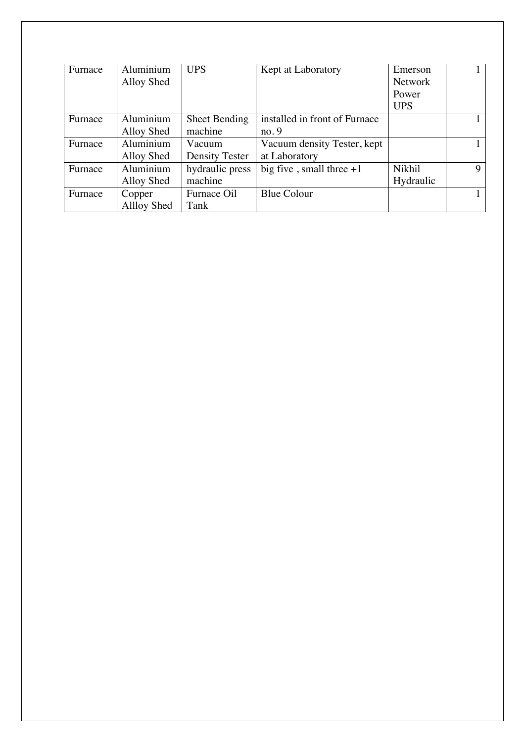| | | | | | |
|---|---|---|---|---|---|
| Furnace | Aluminium Alloy Shed | UPS | Kept at Laboratory | Emerson Network Power UPS | 1 |
| Furnace | Aluminium Alloy Shed | Sheet Bending machine | installed in front of Furnace no. 9 | | 1 |
| Furnace | Aluminium Alloy Shed | Vacuum Density Tester | Vacuum density Tester, kept at Laboratory | | 1 |
| Furnace | Aluminium Alloy Shed | hydraulic press machine | big five , small three +1 | Nikhil Hydraulic | 9 |
| Furnace | Copper Allloy Shed | Furnace Oil Tank | Blue Colour | | 1 |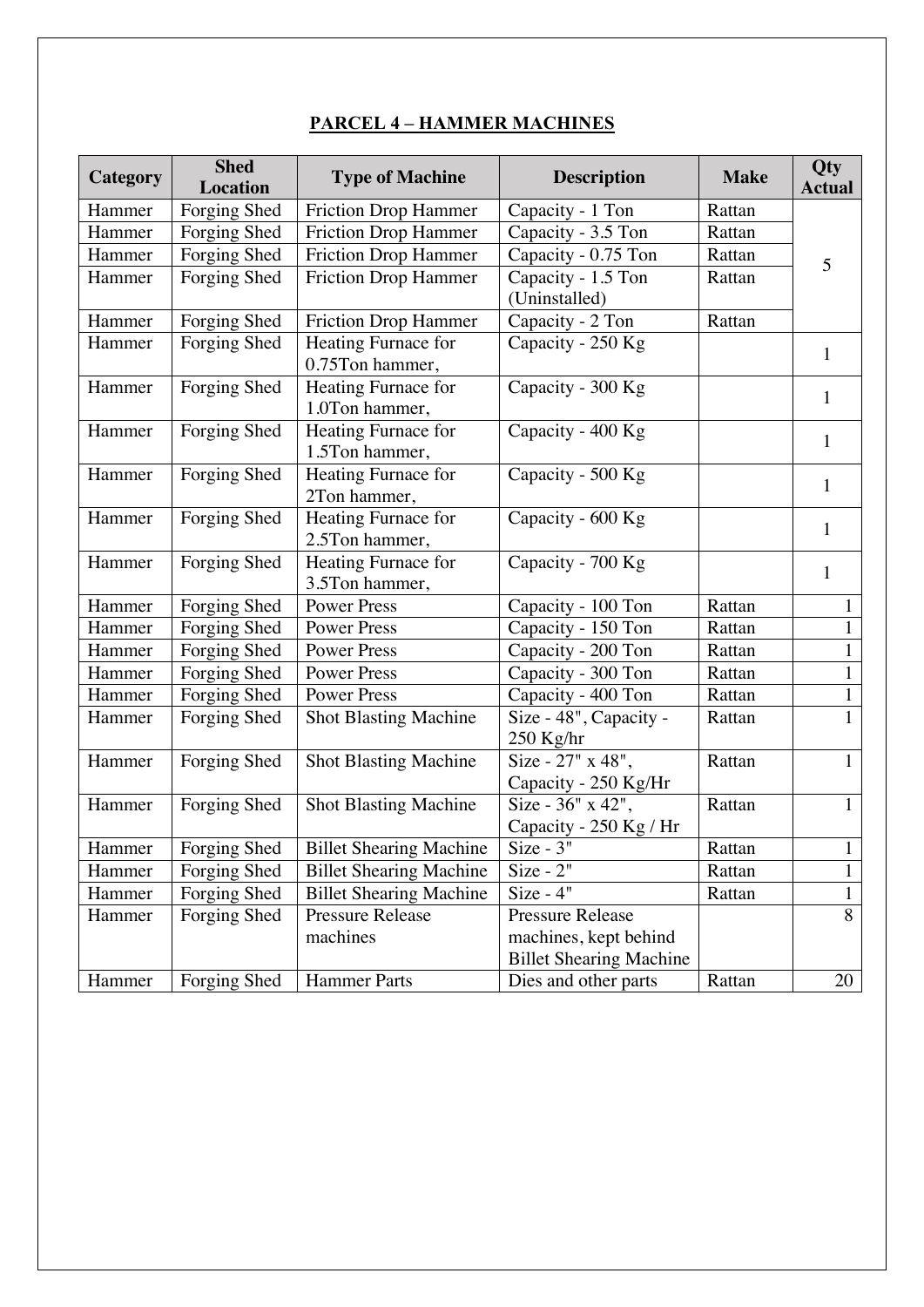## PARCEL 4 – HAMMER MACHINES

| Category | Shed Location | Type of Machine | Description | Make | Qty Actual |
|---|---|---|---|---|---|
| Hammer | Forging Shed | Friction Drop Hammer | Capacity - 1 Ton | Rattan | 5 |
| Hammer | Forging Shed | Friction Drop Hammer | Capacity - 3.5 Ton | Rattan | |
| Hammer | Forging Shed | Friction Drop Hammer | Capacity - 0.75 Ton | Rattan | |
| Hammer | Forging Shed | Friction Drop Hammer | Capacity - 1.5 Ton (Uninstalled) | Rattan | |
| Hammer | Forging Shed | Friction Drop Hammer | Capacity - 2 Ton | Rattan | |
| Hammer | Forging Shed | Heating Furnace for 0.75Ton hammer, | Capacity - 250 Kg | | 1 |
| Hammer | Forging Shed | Heating Furnace for 1.0Ton hammer, | Capacity - 300 Kg | | 1 |
| Hammer | Forging Shed | Heating Furnace for 1.5Ton hammer, | Capacity - 400 Kg | | 1 |
| Hammer | Forging Shed | Heating Furnace for 2Ton hammer, | Capacity - 500 Kg | | 1 |
| Hammer | Forging Shed | Heating Furnace for 2.5Ton hammer, | Capacity - 600 Kg | | 1 |
| Hammer | Forging Shed | Heating Furnace for 3.5Ton hammer, | Capacity - 700 Kg | | 1 |
| Hammer | Forging Shed | Power Press | Capacity - 100 Ton | Rattan | 1 |
| Hammer | Forging Shed | Power Press | Capacity - 150 Ton | Rattan | 1 |
| Hammer | Forging Shed | Power Press | Capacity - 200 Ton | Rattan | 1 |
| Hammer | Forging Shed | Power Press | Capacity - 300 Ton | Rattan | 1 |
| Hammer | Forging Shed | Power Press | Capacity - 400 Ton | Rattan | 1 |
| Hammer | Forging Shed | Shot Blasting Machine | Size - 48", Capacity - 250 Kg/hr | Rattan | 1 |
| Hammer | Forging Shed | Shot Blasting Machine | Size - 27" x 48", Capacity - 250 Kg/Hr | Rattan | 1 |
| Hammer | Forging Shed | Shot Blasting Machine | Size - 36" x 42", Capacity - 250 Kg / Hr | Rattan | 1 |
| Hammer | Forging Shed | Billet Shearing Machine | Size - 3" | Rattan | 1 |
| Hammer | Forging Shed | Billet Shearing Machine | Size - 2" | Rattan | 1 |
| Hammer | Forging Shed | Billet Shearing Machine | Size - 4" | Rattan | 1 |
| Hammer | Forging Shed | Pressure Release machines | Pressure Release machines, kept behind Billet Shearing Machine | | 8 |
| Hammer | Forging Shed | Hammer Parts | Dies and other parts | Rattan | 20 |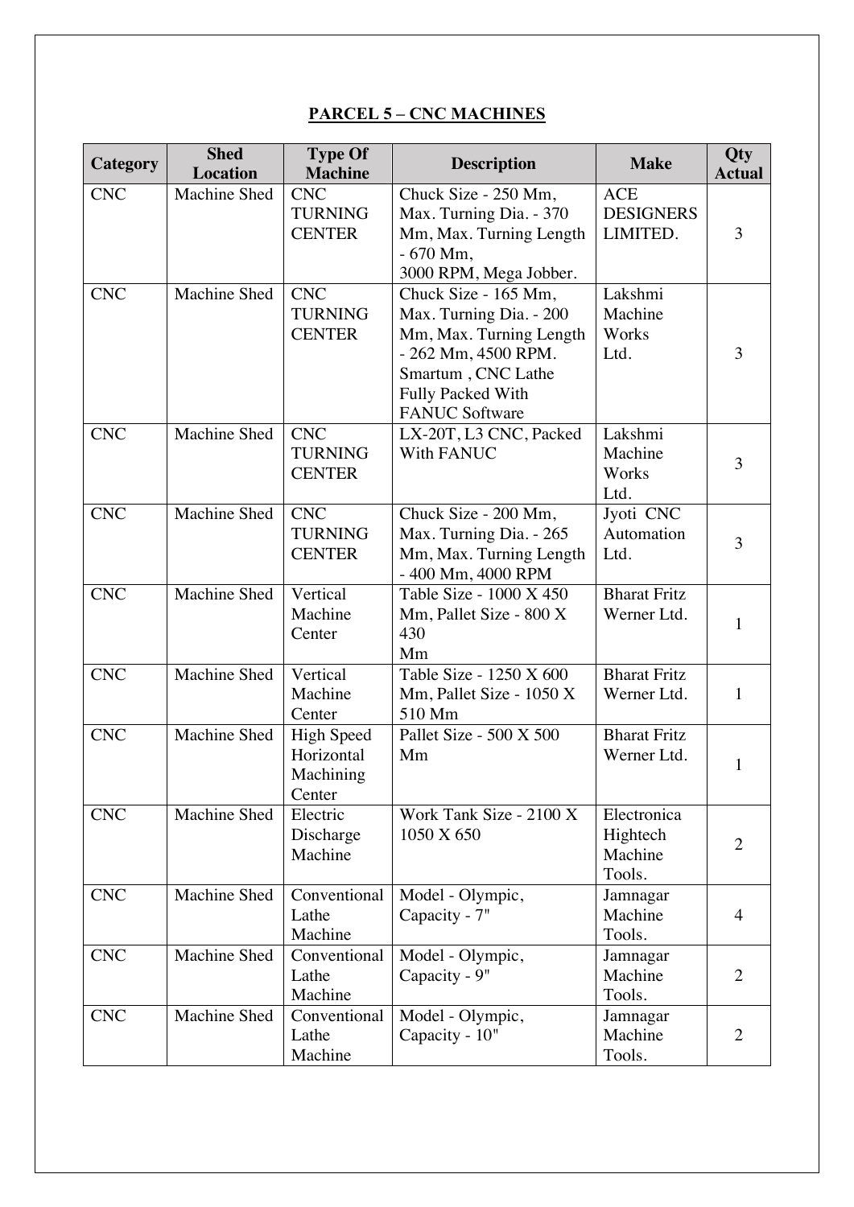## PARCEL 5 – CNC MACHINES

| Category | Shed Location | Type Of Machine | Description | Make | Qty Actual |
|---|---|---|---|---|---|
| CNC | Machine Shed | CNC TURNING CENTER | Chuck Size - 250 Mm, Max. Turning Dia. - 370 Mm, Max. Turning Length - 670 Mm, 3000 RPM, Mega Jobber. | ACE DESIGNERS LIMITED. | 3 |
| CNC | Machine Shed | CNC TURNING CENTER | Chuck Size - 165 Mm, Max. Turning Dia. - 200 Mm, Max. Turning Length - 262 Mm, 4500 RPM. Smartum , CNC Lathe Fully Packed With FANUC Software | Lakshmi Machine Works Ltd. | 3 |
| CNC | Machine Shed | CNC TURNING CENTER | LX-20T, L3 CNC, Packed With FANUC | Lakshmi Machine Works Ltd. | 3 |
| CNC | Machine Shed | CNC TURNING CENTER | Chuck Size - 200 Mm, Max. Turning Dia. - 265 Mm, Max. Turning Length - 400 Mm, 4000 RPM | Jyoti CNC Automation Ltd. | 3 |
| CNC | Machine Shed | Vertical Machine Center | Table Size - 1000 X 450 Mm, Pallet Size - 800 X 430 Mm | Bharat Fritz Werner Ltd. | 1 |
| CNC | Machine Shed | Vertical Machine Center | Table Size - 1250 X 600 Mm, Pallet Size - 1050 X 510 Mm | Bharat Fritz Werner Ltd. | 1 |
| CNC | Machine Shed | High Speed Horizontal Machining Center | Pallet Size - 500 X 500 Mm | Bharat Fritz Werner Ltd. | 1 |
| CNC | Machine Shed | Electric Discharge Machine | Work Tank Size - 2100 X 1050 X 650 | Electronica Hightech Machine Tools. | 2 |
| CNC | Machine Shed | Conventional Lathe Machine | Model - Olympic, Capacity - 7" | Jamnagar Machine Tools. | 4 |
| CNC | Machine Shed | Conventional Lathe Machine | Model - Olympic, Capacity - 9" | Jamnagar Machine Tools. | 2 |
| CNC | Machine Shed | Conventional Lathe Machine | Model - Olympic, Capacity - 10" | Jamnagar Machine Tools. | 2 |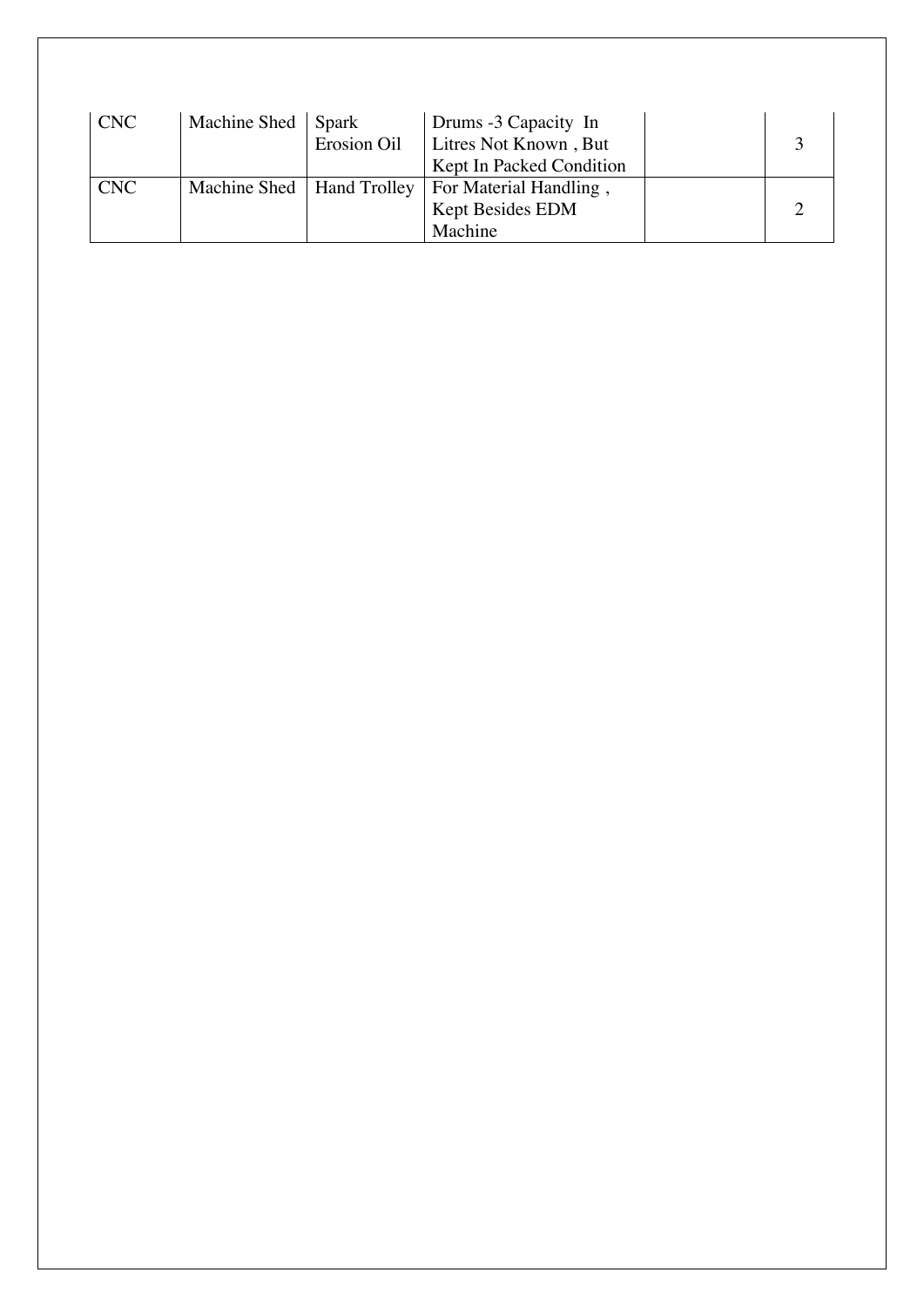| | | | | | |
|---|---|---|---|---|---|
| CNC | Machine Shed | Spark Erosion Oil | Drums -3 Capacity In Litres Not Known , But Kept In Packed Condition | | 3 |
| CNC | Machine Shed | Hand Trolley | For Material Handling , Kept Besides EDM Machine | | 2 |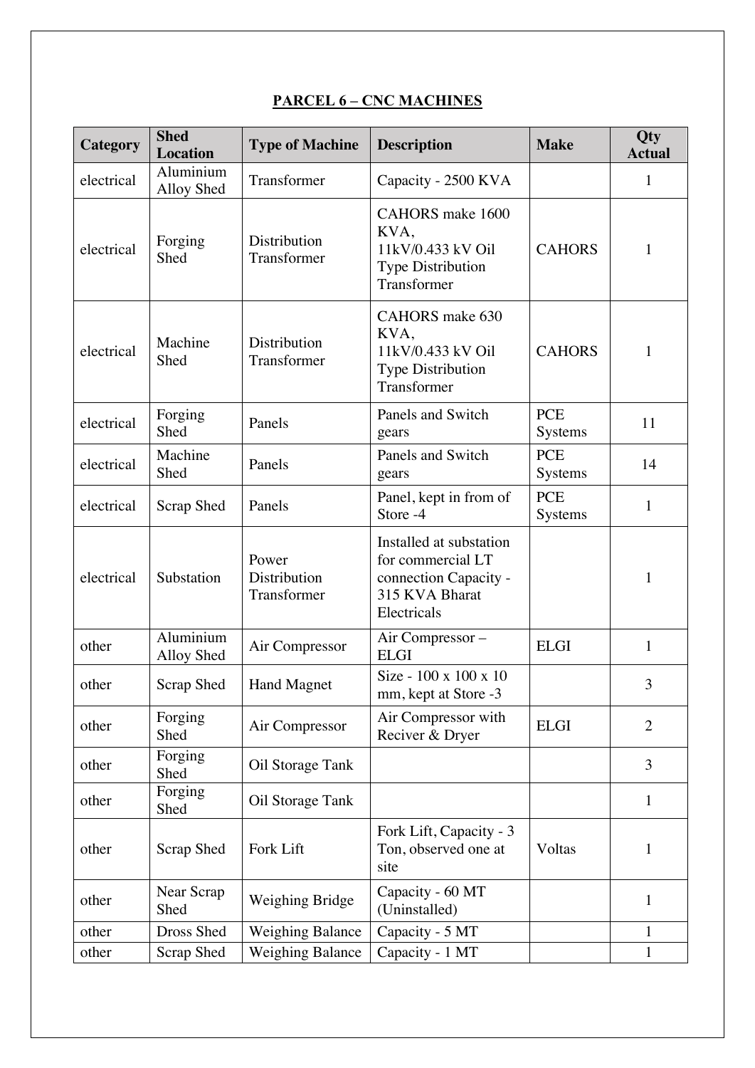**PARCEL 6 – CNC MACHINES**

| Category | Shed Location | Type of Machine | Description | Make | Qty Actual |
|---|---|---|---|---|---|
| electrical | Aluminium Alloy Shed | Transformer | Capacity - 2500 KVA | | 1 |
| electrical | Forging Shed | Distribution Transformer | CAHORS make 1600 KVA, 11kV/0.433 kV Oil Type Distribution Transformer | CAHORS | 1 |
| electrical | Machine Shed | Distribution Transformer | CAHORS make 630 KVA, 11kV/0.433 kV Oil Type Distribution Transformer | CAHORS | 1 |
| electrical | Forging Shed | Panels | Panels and Switch gears | PCE Systems | 11 |
| electrical | Machine Shed | Panels | Panels and Switch gears | PCE Systems | 14 |
| electrical | Scrap Shed | Panels | Panel, kept in from of Store -4 | PCE Systems | 1 |
| electrical | Substation | Power Distribution Transformer | Installed at substation for commercial LT connection Capacity - 315 KVA Bharat Electricals | | 1 |
| other | Aluminium Alloy Shed | Air Compressor | Air Compressor – ELGI | ELGI | 1 |
| other | Scrap Shed | Hand Magnet | Size - 100 x 100 x 10 mm, kept at Store -3 | | 3 |
| other | Forging Shed | Air Compressor | Air Compressor with Reciver & Dryer | ELGI | 2 |
| other | Forging Shed | Oil Storage Tank | | | 3 |
| other | Forging Shed | Oil Storage Tank | | | 1 |
| other | Scrap Shed | Fork Lift | Fork Lift, Capacity - 3 Ton, observed one at site | Voltas | 1 |
| other | Near Scrap Shed | Weighing Bridge | Capacity - 60 MT (Uninstalled) | | 1 |
| other | Dross Shed | Weighing Balance | Capacity - 5 MT | | 1 |
| other | Scrap Shed | Weighing Balance | Capacity - 1 MT | | 1 |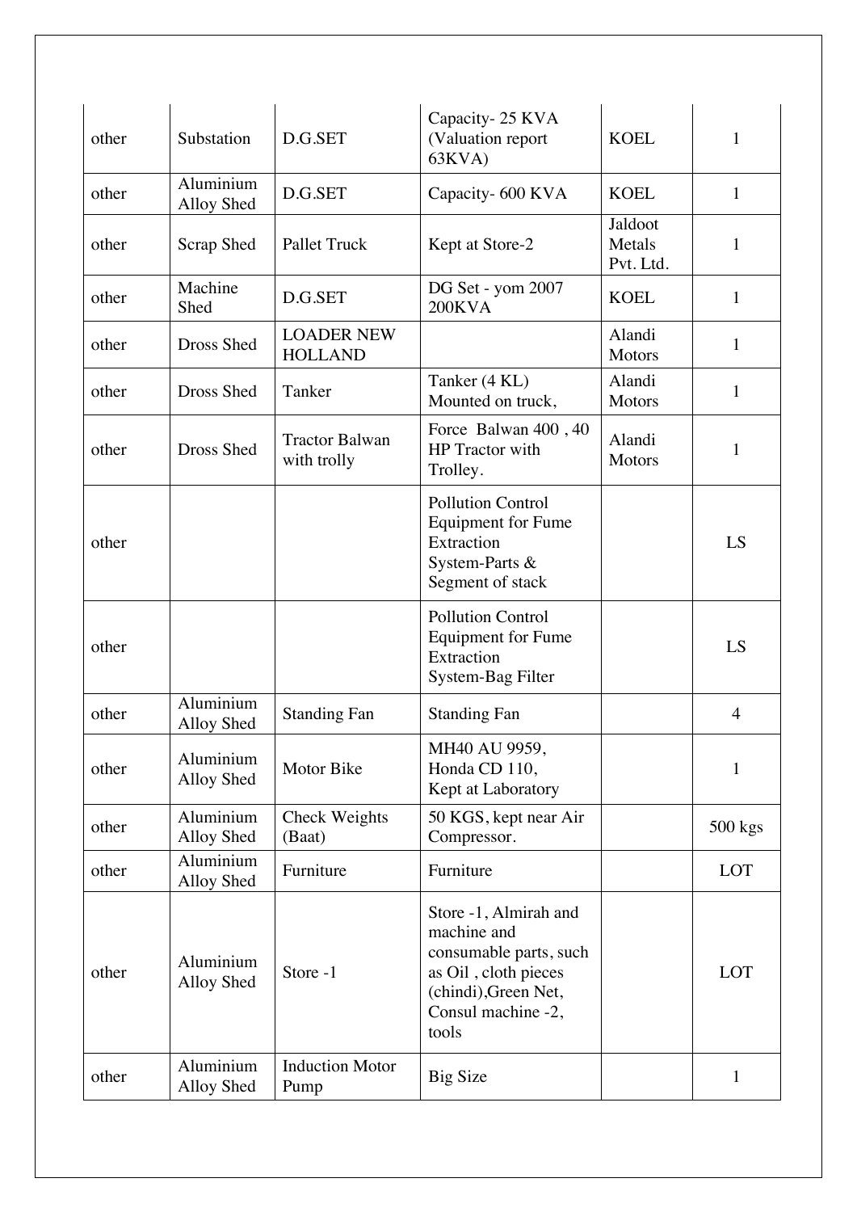| | | | | | |
|---|---|---|---|---|---|
| other | Substation | D.G.SET | Capacity- 25 KVA (Valuation report 63KVA) | KOEL | 1 |
| other | Aluminium Alloy Shed | D.G.SET | Capacity- 600 KVA | KOEL | 1 |
| other | Scrap Shed | Pallet Truck | Kept at Store-2 | Jaldoot Metals Pvt. Ltd. | 1 |
| other | Machine Shed | D.G.SET | DG Set - yom 2007 200KVA | KOEL | 1 |
| other | Dross Shed | LOADER NEW HOLLAND | | Alandi Motors | 1 |
| other | Dross Shed | Tanker | Tanker (4 KL) Mounted on truck, | Alandi Motors | 1 |
| other | Dross Shed | Tractor Balwan with trolly | Force Balwan 400 , 40 HP Tractor with Trolley. | Alandi Motors | 1 |
| other | | | Pollution Control Equipment for Fume Extraction System-Parts & Segment of stack | | LS |
| other | | | Pollution Control Equipment for Fume Extraction System-Bag Filter | | LS |
| other | Aluminium Alloy Shed | Standing Fan | Standing Fan | | 4 |
| other | Aluminium Alloy Shed | Motor Bike | MH40 AU 9959, Honda CD 110, Kept at Laboratory | | 1 |
| other | Aluminium Alloy Shed | Check Weights (Baat) | 50 KGS, kept near Air Compressor. | | 500 kgs |
| other | Aluminium Alloy Shed | Furniture | Furniture | | LOT |
| other | Aluminium Alloy Shed | Store -1 | Store -1, Almirah and machine and consumable parts, such as Oil , cloth pieces (chindi),Green Net, Consul machine -2, tools | | LOT |
| other | Aluminium Alloy Shed | Induction Motor Pump | Big Size | | 1 |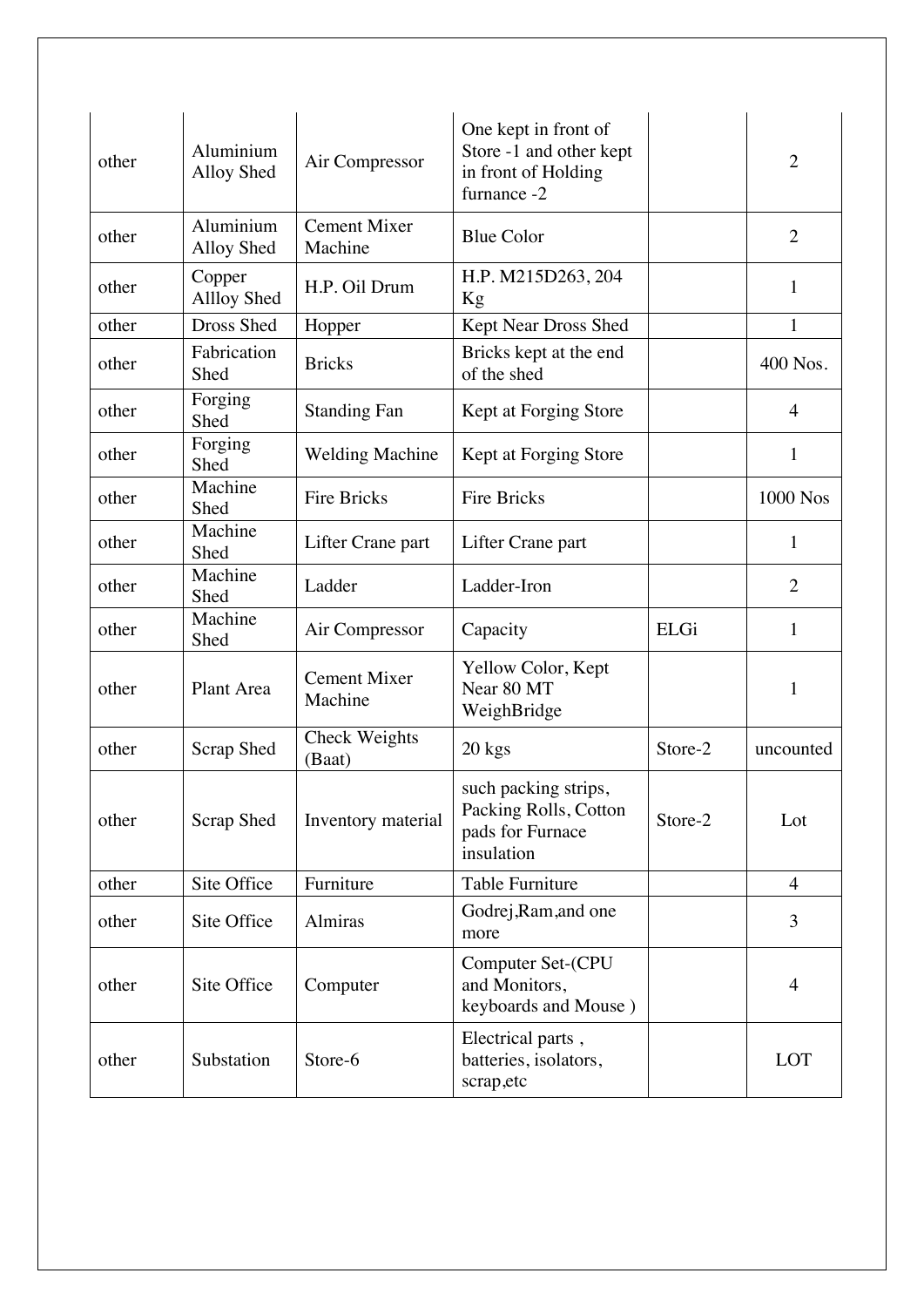| | | | | | |
|---|---|---|---|---|---|
| other | Aluminium Alloy Shed | Air Compressor | One kept in front of Store -1 and other kept in front of Holding furnance -2 | | 2 |
| other | Aluminium Alloy Shed | Cement Mixer Machine | Blue Color | | 2 |
| other | Copper Allloy Shed | H.P. Oil Drum | H.P. M215D263, 204 Kg | | 1 |
| other | Dross Shed | Hopper | Kept Near Dross Shed | | 1 |
| other | Fabrication Shed | Bricks | Bricks kept at the end of the shed | | 400 Nos. |
| other | Forging Shed | Standing Fan | Kept at Forging Store | | 4 |
| other | Forging Shed | Welding Machine | Kept at Forging Store | | 1 |
| other | Machine Shed | Fire Bricks | Fire Bricks | | 1000 Nos |
| other | Machine Shed | Lifter Crane part | Lifter Crane part | | 1 |
| other | Machine Shed | Ladder | Ladder-Iron | | 2 |
| other | Machine Shed | Air Compressor | Capacity | ELGi | 1 |
| other | Plant Area | Cement Mixer Machine | Yellow Color, Kept Near 80 MT WeighBridge | | 1 |
| other | Scrap Shed | Check Weights (Baat) | 20 kgs | Store-2 | uncounted |
| other | Scrap Shed | Inventory material | such packing strips, Packing Rolls, Cotton pads for Furnace insulation | Store-2 | Lot |
| other | Site Office | Furniture | Table Furniture | | 4 |
| other | Site Office | Almiras | Godrej,Ram,and one more | | 3 |
| other | Site Office | Computer | Computer Set-(CPU and Monitors, keyboards and Mouse ) | | 4 |
| other | Substation | Store-6 | Electrical parts , batteries, isolators, scrap,etc | | LOT |